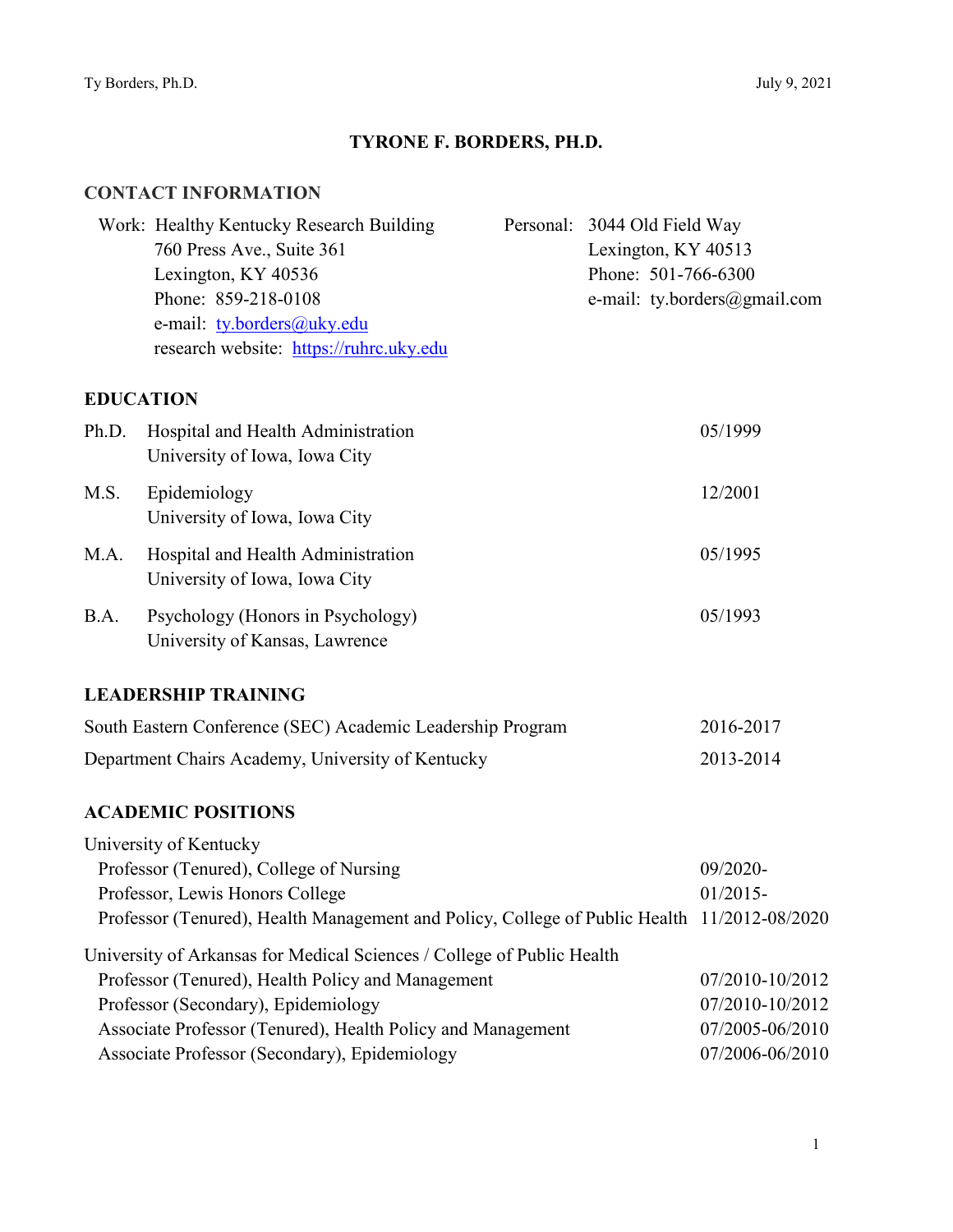# TYRONE F. BORDERS, PH.D.

## CONTACT INFORMATION

Work: Healthy Kentucky Research Building
760 Press Ave., Suite 361
Lexington, KY 40536
Phone: 859-218-0108
e-mail: ty.borders@uky.edu
research website: https://ruhrc.uky.edu

Personal: 3044 Old Field Way
Lexington, KY 40513
Phone: 501-766-6300
e-mail: ty.borders@gmail.com

## EDUCATION

| | | |
|---|---|---|
| Ph.D. | Hospital and Health Administration<br>University of Iowa, Iowa City | 05/1999 |
| M.S. | Epidemiology<br>University of Iowa, Iowa City | 12/2001 |
| M.A. | Hospital and Health Administration<br>University of Iowa, Iowa City | 05/1995 |
| B.A. | Psychology (Honors in Psychology)<br>University of Kansas, Lawrence | 05/1993 |

## LEADERSHIP TRAINING

| | |
|---|---|
| South Eastern Conference (SEC) Academic Leadership Program | 2016-2017 |
| Department Chairs Academy, University of Kentucky | 2013-2014 |

## ACADEMIC POSITIONS

University of Kentucky

| | |
|---|---|
| Professor (Tenured), College of Nursing | 09/2020- |
| Professor, Lewis Honors College | 01/2015- |
| Professor (Tenured), Health Management and Policy, College of Public Health | 11/2012-08/2020 |

University of Arkansas for Medical Sciences / College of Public Health

| | |
|---|---|
| Professor (Tenured), Health Policy and Management | 07/2010-10/2012 |
| Professor (Secondary), Epidemiology | 07/2010-10/2012 |
| Associate Professor (Tenured), Health Policy and Management | 07/2005-06/2010 |
| Associate Professor (Secondary), Epidemiology | 07/2006-06/2010 |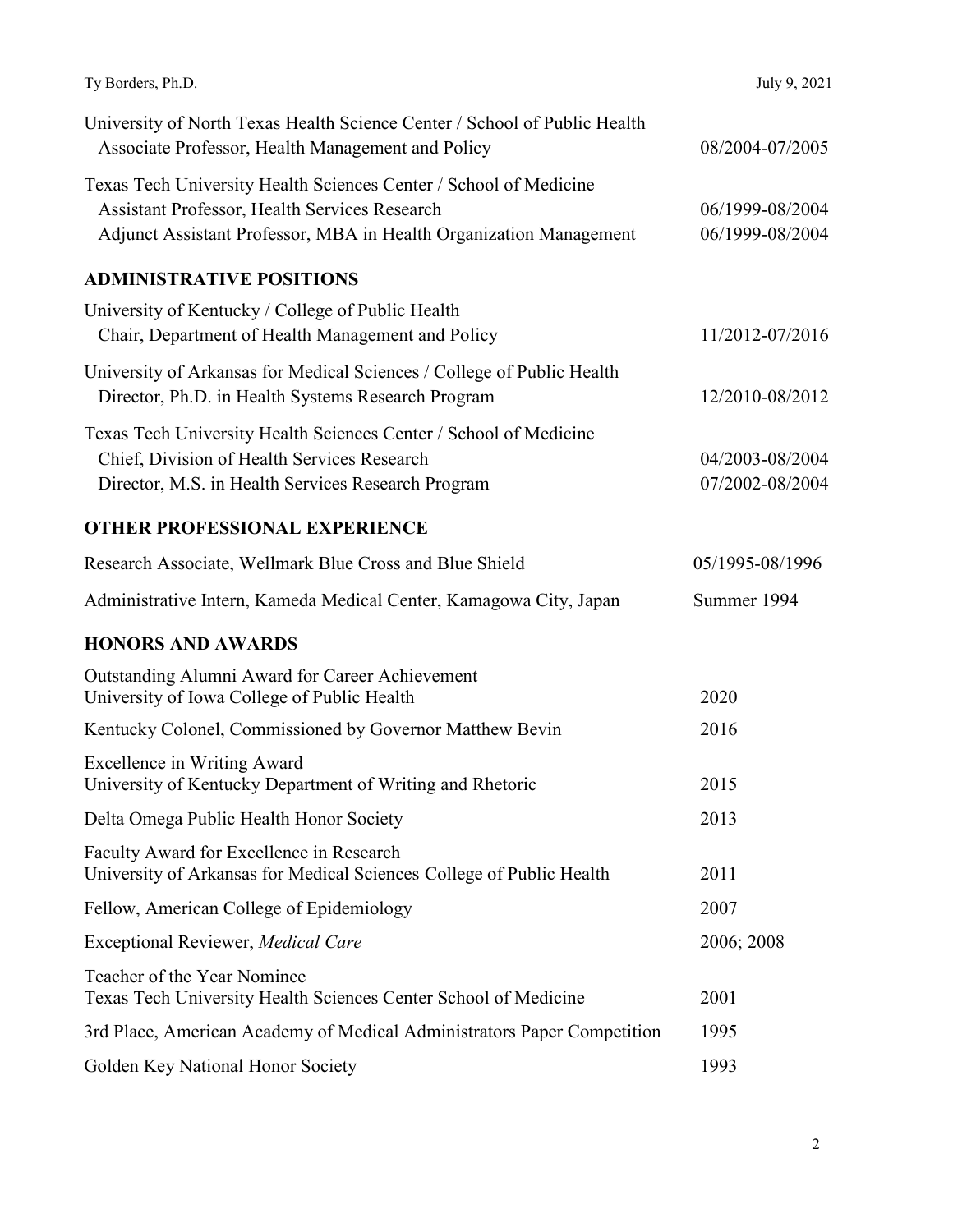University of North Texas Health Science Center / School of Public Health
Associate Professor, Health Management and Policy — 08/2004-07/2005

Texas Tech University Health Sciences Center / School of Medicine
Assistant Professor, Health Services Research — 06/1999-08/2004
Adjunct Assistant Professor, MBA in Health Organization Management — 06/1999-08/2004

## ADMINISTRATIVE POSITIONS

University of Kentucky / College of Public Health
Chair, Department of Health Management and Policy — 11/2012-07/2016

University of Arkansas for Medical Sciences / College of Public Health
Director, Ph.D. in Health Systems Research Program — 12/2010-08/2012

Texas Tech University Health Sciences Center / School of Medicine
Chief, Division of Health Services Research — 04/2003-08/2004
Director, M.S. in Health Services Research Program — 07/2002-08/2004

## OTHER PROFESSIONAL EXPERIENCE

Research Associate, Wellmark Blue Cross and Blue Shield — 05/1995-08/1996

Administrative Intern, Kameda Medical Center, Kamagowa City, Japan — Summer 1994

## HONORS AND AWARDS

Outstanding Alumni Award for Career Achievement
University of Iowa College of Public Health — 2020

Kentucky Colonel, Commissioned by Governor Matthew Bevin — 2016

Excellence in Writing Award
University of Kentucky Department of Writing and Rhetoric — 2015

Delta Omega Public Health Honor Society — 2013

Faculty Award for Excellence in Research
University of Arkansas for Medical Sciences College of Public Health — 2011

Fellow, American College of Epidemiology — 2007

Exceptional Reviewer, *Medical Care* — 2006; 2008

Teacher of the Year Nominee
Texas Tech University Health Sciences Center School of Medicine — 2001

3rd Place, American Academy of Medical Administrators Paper Competition — 1995

Golden Key National Honor Society — 1993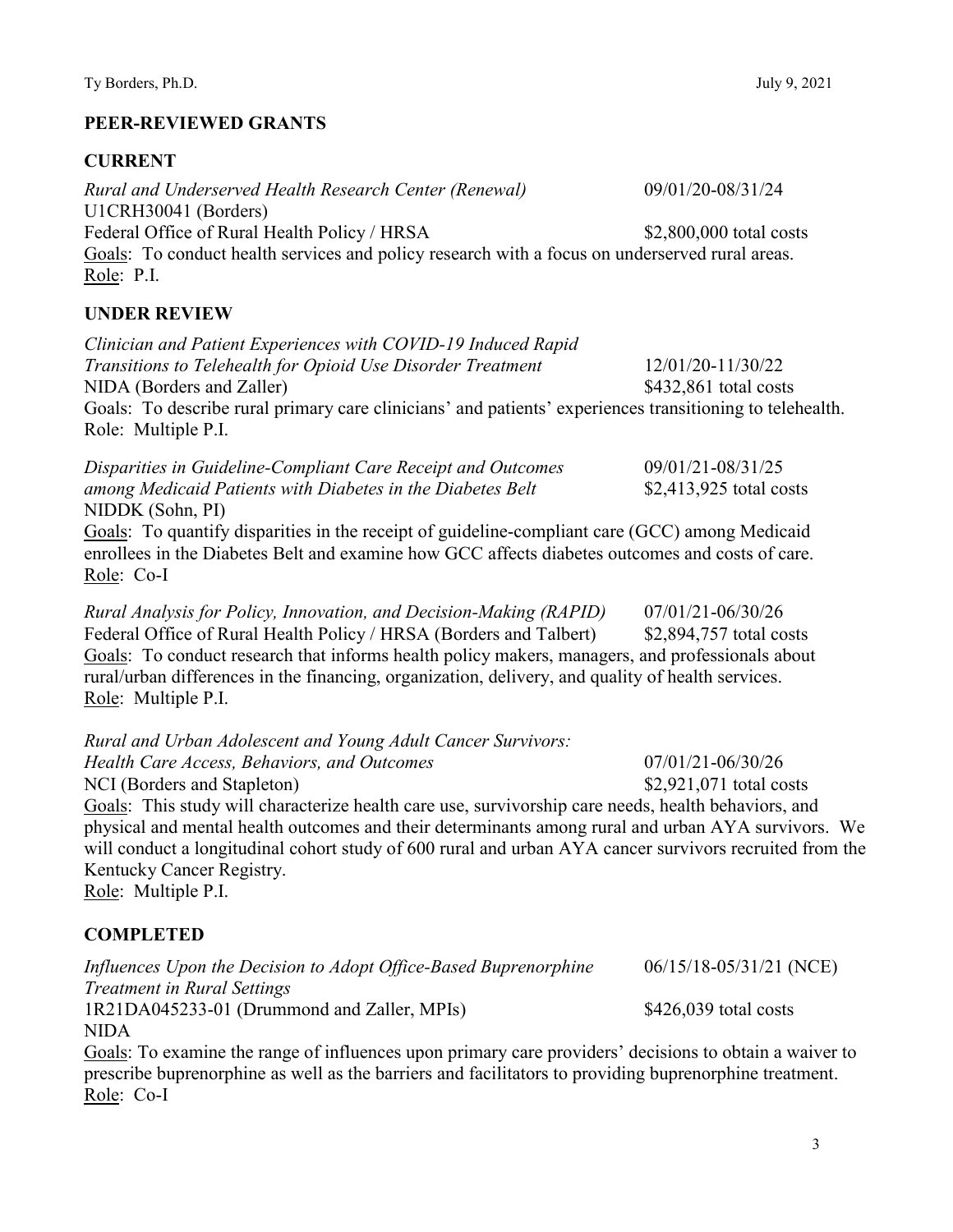## PEER-REVIEWED GRANTS

### CURRENT

*Rural and Underserved Health Research Center (Renewal)* 09/01/20-08/31/24
U1CRH30041 (Borders)
Federal Office of Rural Health Policy / HRSA $2,800,000 total costs
Goals: To conduct health services and policy research with a focus on underserved rural areas.
Role: P.I.

### UNDER REVIEW

*Clinician and Patient Experiences with COVID-19 Induced Rapid Transitions to Telehealth for Opioid Use Disorder Treatment* 12/01/20-11/30/22
NIDA (Borders and Zaller) $432,861 total costs
Goals: To describe rural primary care clinicians' and patients' experiences transitioning to telehealth.
Role: Multiple P.I.

*Disparities in Guideline-Compliant Care Receipt and Outcomes among Medicaid Patients with Diabetes in the Diabetes Belt* 09/01/21-08/31/25
$2,413,925 total costs
NIDDK (Sohn, PI)
Goals: To quantify disparities in the receipt of guideline-compliant care (GCC) among Medicaid enrollees in the Diabetes Belt and examine how GCC affects diabetes outcomes and costs of care.
Role: Co-I

*Rural Analysis for Policy, Innovation, and Decision-Making (RAPID)* 07/01/21-06/30/26
Federal Office of Rural Health Policy / HRSA (Borders and Talbert) $2,894,757 total costs
Goals: To conduct research that informs health policy makers, managers, and professionals about rural/urban differences in the financing, organization, delivery, and quality of health services.
Role: Multiple P.I.

*Rural and Urban Adolescent and Young Adult Cancer Survivors: Health Care Access, Behaviors, and Outcomes* 07/01/21-06/30/26
NCI (Borders and Stapleton) $2,921,071 total costs
Goals: This study will characterize health care use, survivorship care needs, health behaviors, and physical and mental health outcomes and their determinants among rural and urban AYA survivors. We will conduct a longitudinal cohort study of 600 rural and urban AYA cancer survivors recruited from the Kentucky Cancer Registry.
Role: Multiple P.I.

### COMPLETED

*Influences Upon the Decision to Adopt Office-Based Buprenorphine Treatment in Rural Settings* 06/15/18-05/31/21 (NCE)
1R21DA045233-01 (Drummond and Zaller, MPIs) $426,039 total costs
NIDA
Goals: To examine the range of influences upon primary care providers' decisions to obtain a waiver to prescribe buprenorphine as well as the barriers and facilitators to providing buprenorphine treatment.
Role: Co-I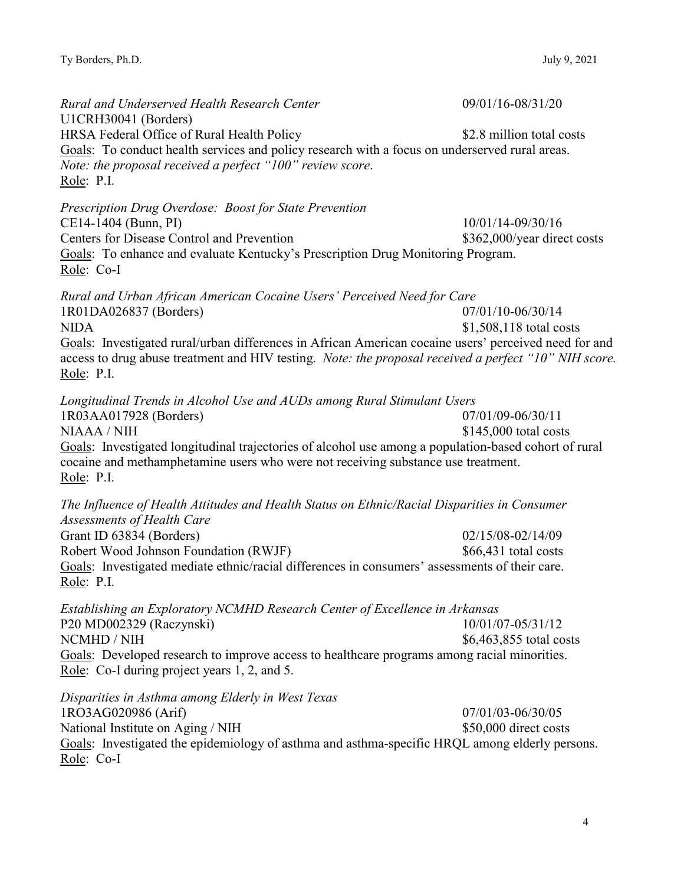*Rural and Underserved Health Research Center* 09/01/16-08/31/20
U1CRH30041 (Borders)
HRSA Federal Office of Rural Health Policy $2.8 million total costs
Goals: To conduct health services and policy research with a focus on underserved rural areas.
*Note: the proposal received a perfect "100" review score*.
Role: P.I.

*Prescription Drug Overdose: Boost for State Prevention*
CE14-1404 (Bunn, PI) 10/01/14-09/30/16
Centers for Disease Control and Prevention $362,000/year direct costs
Goals: To enhance and evaluate Kentucky's Prescription Drug Monitoring Program.
Role: Co-I

*Rural and Urban African American Cocaine Users' Perceived Need for Care*
1R01DA026837 (Borders) 07/01/10-06/30/14
NIDA $1,508,118 total costs
Goals: Investigated rural/urban differences in African American cocaine users' perceived need for and access to drug abuse treatment and HIV testing. *Note: the proposal received a perfect "10" NIH score.*
Role: P.I.

*Longitudinal Trends in Alcohol Use and AUDs among Rural Stimulant Users*
1R03AA017928 (Borders) 07/01/09-06/30/11
NIAAA / NIH $145,000 total costs
Goals: Investigated longitudinal trajectories of alcohol use among a population-based cohort of rural cocaine and methamphetamine users who were not receiving substance use treatment.
Role: P.I.

*The Influence of Health Attitudes and Health Status on Ethnic/Racial Disparities in Consumer Assessments of Health Care*
Grant ID 63834 (Borders) 02/15/08-02/14/09
Robert Wood Johnson Foundation (RWJF) $66,431 total costs
Goals: Investigated mediate ethnic/racial differences in consumers' assessments of their care.
Role: P.I.

*Establishing an Exploratory NCMHD Research Center of Excellence in Arkansas*
P20 MD002329 (Raczynski) 10/01/07-05/31/12
NCMHD / NIH $6,463,855 total costs
Goals: Developed research to improve access to healthcare programs among racial minorities.
Role: Co-I during project years 1, 2, and 5.

*Disparities in Asthma among Elderly in West Texas*
1RO3AG020986 (Arif) 07/01/03-06/30/05
National Institute on Aging / NIH $50,000 direct costs
Goals: Investigated the epidemiology of asthma and asthma-specific HRQL among elderly persons.
Role: Co-I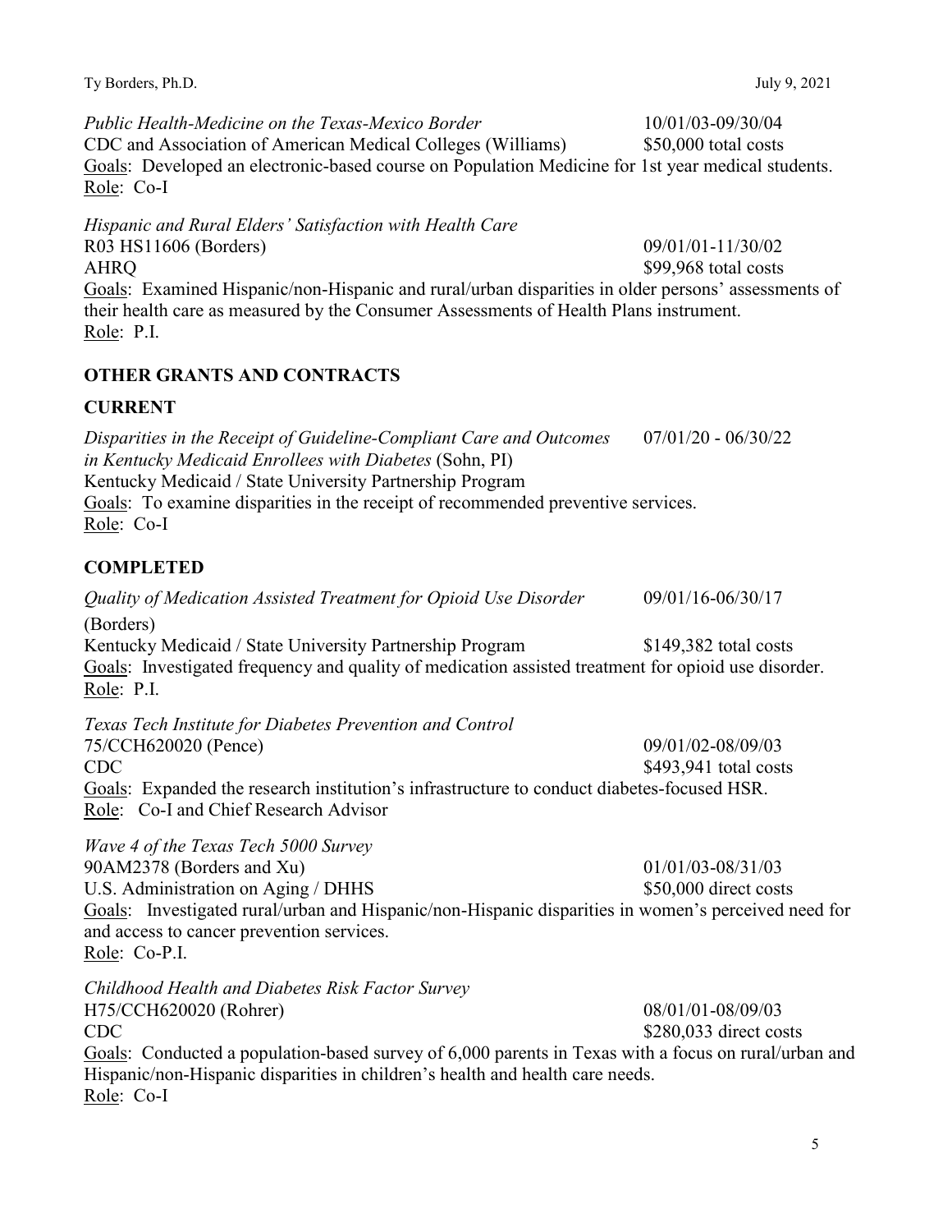*Public Health-Medicine on the Texas-Mexico Border* 10/01/03-09/30/04
CDC and Association of American Medical Colleges (Williams) $50,000 total costs
Goals: Developed an electronic-based course on Population Medicine for 1st year medical students.
Role: Co-I

*Hispanic and Rural Elders' Satisfaction with Health Care*
R03 HS11606 (Borders) 09/01/01-11/30/02
AHRQ $99,968 total costs
Goals: Examined Hispanic/non-Hispanic and rural/urban disparities in older persons' assessments of their health care as measured by the Consumer Assessments of Health Plans instrument.
Role: P.I.

## OTHER GRANTS AND CONTRACTS

### CURRENT

*Disparities in the Receipt of Guideline-Compliant Care and Outcomes in Kentucky Medicaid Enrollees with Diabetes* (Sohn, PI) 07/01/20 - 06/30/22
Kentucky Medicaid / State University Partnership Program
Goals: To examine disparities in the receipt of recommended preventive services.
Role: Co-I

### COMPLETED

*Quality of Medication Assisted Treatment for Opioid Use Disorder* 09/01/16-06/30/17
(Borders)
Kentucky Medicaid / State University Partnership Program $149,382 total costs
Goals: Investigated frequency and quality of medication assisted treatment for opioid use disorder.
Role: P.I.

*Texas Tech Institute for Diabetes Prevention and Control*
75/CCH620020 (Pence) 09/01/02-08/09/03
CDC $493,941 total costs
Goals: Expanded the research institution's infrastructure to conduct diabetes-focused HSR.
Role: Co-I and Chief Research Advisor

*Wave 4 of the Texas Tech 5000 Survey*
90AM2378 (Borders and Xu) 01/01/03-08/31/03
U.S. Administration on Aging / DHHS $50,000 direct costs
Goals: Investigated rural/urban and Hispanic/non-Hispanic disparities in women's perceived need for and access to cancer prevention services.
Role: Co-P.I.

*Childhood Health and Diabetes Risk Factor Survey*
H75/CCH620020 (Rohrer) 08/01/01-08/09/03
CDC $280,033 direct costs
Goals: Conducted a population-based survey of 6,000 parents in Texas with a focus on rural/urban and Hispanic/non-Hispanic disparities in children's health and health care needs.
Role: Co-I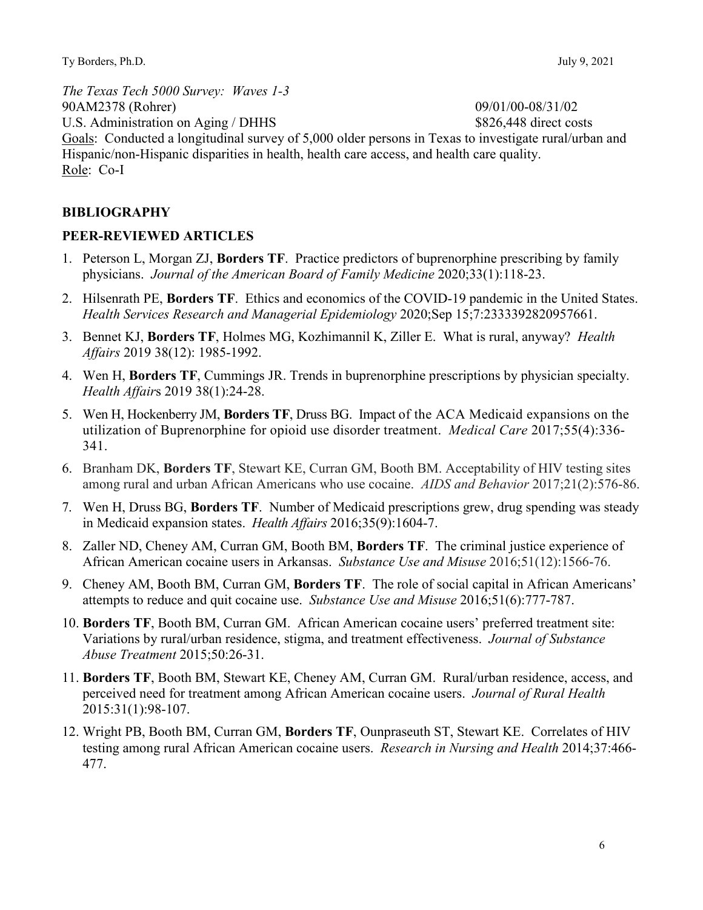*The Texas Tech 5000 Survey: Waves 1-3*
90AM2378 (Rohrer) 09/01/00-08/31/02
U.S. Administration on Aging / DHHS $826,448 direct costs
Goals: Conducted a longitudinal survey of 5,000 older persons in Texas to investigate rural/urban and Hispanic/non-Hispanic disparities in health, health care access, and health care quality.
Role: Co-I

## BIBLIOGRAPHY

### PEER-REVIEWED ARTICLES

1. Peterson L, Morgan ZJ, **Borders TF**. Practice predictors of buprenorphine prescribing by family physicians. *Journal of the American Board of Family Medicine* 2020;33(1):118-23.
2. Hilsenrath PE, **Borders TF**. Ethics and economics of the COVID-19 pandemic in the United States. *Health Services Research and Managerial Epidemiology* 2020;Sep 15;7:2333392820957661.
3. Bennet KJ, **Borders TF**, Holmes MG, Kozhimannil K, Ziller E. What is rural, anyway? *Health Affairs* 2019 38(12): 1985-1992.
4. Wen H, **Borders TF**, Cummings JR. Trends in buprenorphine prescriptions by physician specialty. *Health Affairs* 2019 38(1):24-28.
5. Wen H, Hockenberry JM, **Borders TF**, Druss BG. Impact of the ACA Medicaid expansions on the utilization of Buprenorphine for opioid use disorder treatment. *Medical Care* 2017;55(4):336-341.
6. Branham DK, **Borders TF**, Stewart KE, Curran GM, Booth BM. Acceptability of HIV testing sites among rural and urban African Americans who use cocaine. *AIDS and Behavior* 2017;21(2):576-86.
7. Wen H, Druss BG, **Borders TF**. Number of Medicaid prescriptions grew, drug spending was steady in Medicaid expansion states. *Health Affairs* 2016;35(9):1604-7.
8. Zaller ND, Cheney AM, Curran GM, Booth BM, **Borders TF**. The criminal justice experience of African American cocaine users in Arkansas. *Substance Use and Misuse* 2016;51(12):1566-76.
9. Cheney AM, Booth BM, Curran GM, **Borders TF**. The role of social capital in African Americans' attempts to reduce and quit cocaine use. *Substance Use and Misuse* 2016;51(6):777-787.
10. **Borders TF**, Booth BM, Curran GM. African American cocaine users' preferred treatment site: Variations by rural/urban residence, stigma, and treatment effectiveness. *Journal of Substance Abuse Treatment* 2015;50:26-31.
11. **Borders TF**, Booth BM, Stewart KE, Cheney AM, Curran GM. Rural/urban residence, access, and perceived need for treatment among African American cocaine users. *Journal of Rural Health* 2015:31(1):98-107.
12. Wright PB, Booth BM, Curran GM, **Borders TF**, Ounpraseuth ST, Stewart KE. Correlates of HIV testing among rural African American cocaine users. *Research in Nursing and Health* 2014;37:466-477.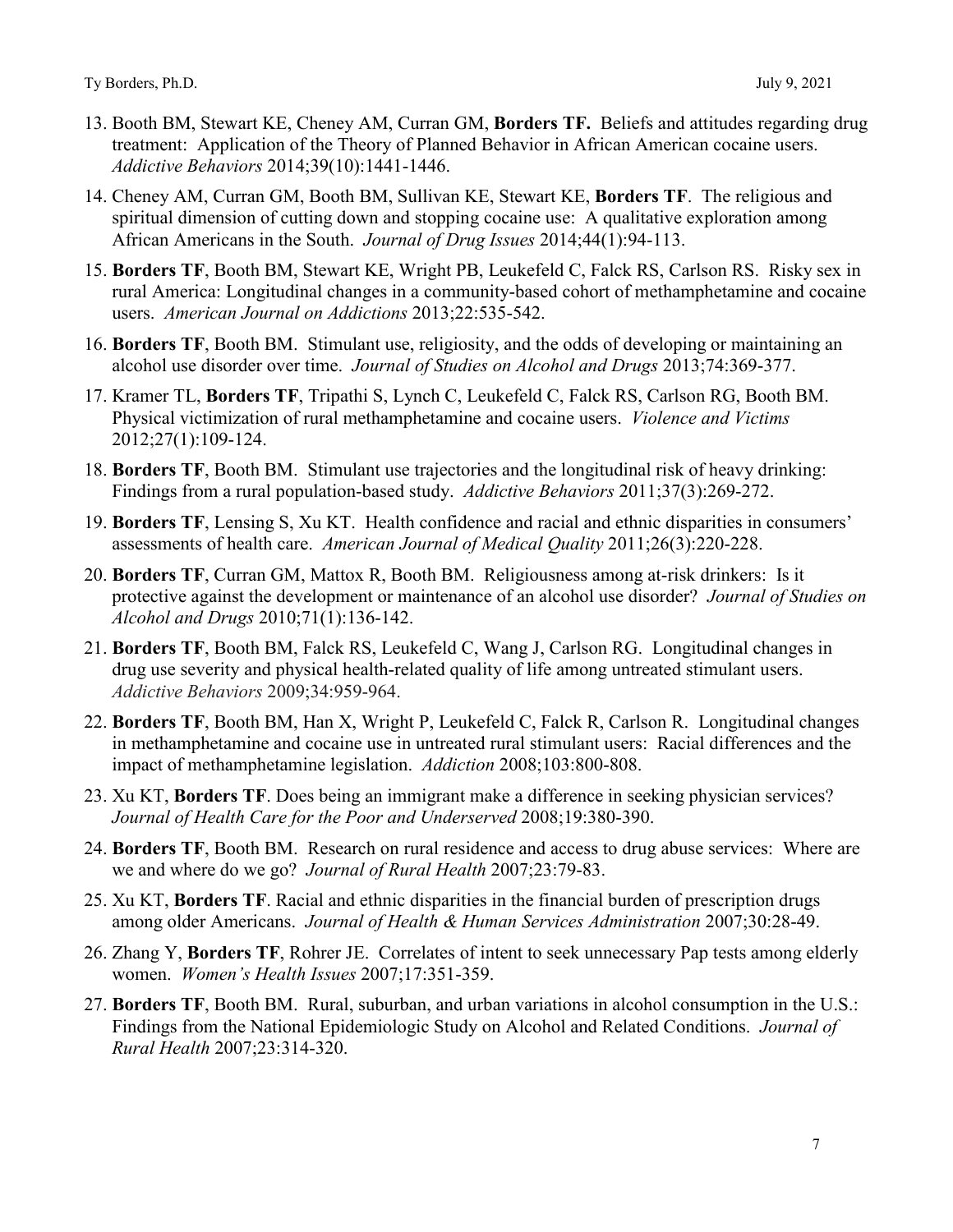13. Booth BM, Stewart KE, Cheney AM, Curran GM, **Borders TF.** Beliefs and attitudes regarding drug treatment: Application of the Theory of Planned Behavior in African American cocaine users. *Addictive Behaviors* 2014;39(10):1441-1446.

14. Cheney AM, Curran GM, Booth BM, Sullivan KE, Stewart KE, **Borders TF**. The religious and spiritual dimension of cutting down and stopping cocaine use: A qualitative exploration among African Americans in the South. *Journal of Drug Issues* 2014;44(1):94-113.

15. **Borders TF**, Booth BM, Stewart KE, Wright PB, Leukefeld C, Falck RS, Carlson RS. Risky sex in rural America: Longitudinal changes in a community-based cohort of methamphetamine and cocaine users. *American Journal on Addictions* 2013;22:535-542.

16. **Borders TF**, Booth BM. Stimulant use, religiosity, and the odds of developing or maintaining an alcohol use disorder over time. *Journal of Studies on Alcohol and Drugs* 2013;74:369-377.

17. Kramer TL, **Borders TF**, Tripathi S, Lynch C, Leukefeld C, Falck RS, Carlson RG, Booth BM. Physical victimization of rural methamphetamine and cocaine users. *Violence and Victims* 2012;27(1):109-124.

18. **Borders TF**, Booth BM. Stimulant use trajectories and the longitudinal risk of heavy drinking: Findings from a rural population-based study. *Addictive Behaviors* 2011;37(3):269-272.

19. **Borders TF**, Lensing S, Xu KT. Health confidence and racial and ethnic disparities in consumers' assessments of health care. *American Journal of Medical Quality* 2011;26(3):220-228.

20. **Borders TF**, Curran GM, Mattox R, Booth BM. Religiousness among at-risk drinkers: Is it protective against the development or maintenance of an alcohol use disorder? *Journal of Studies on Alcohol and Drugs* 2010;71(1):136-142.

21. **Borders TF**, Booth BM, Falck RS, Leukefeld C, Wang J, Carlson RG. Longitudinal changes in drug use severity and physical health-related quality of life among untreated stimulant users. *Addictive Behaviors* 2009;34:959-964.

22. **Borders TF**, Booth BM, Han X, Wright P, Leukefeld C, Falck R, Carlson R. Longitudinal changes in methamphetamine and cocaine use in untreated rural stimulant users: Racial differences and the impact of methamphetamine legislation. *Addiction* 2008;103:800-808.

23. Xu KT, **Borders TF**. Does being an immigrant make a difference in seeking physician services? *Journal of Health Care for the Poor and Underserved* 2008;19:380-390.

24. **Borders TF**, Booth BM. Research on rural residence and access to drug abuse services: Where are we and where do we go? *Journal of Rural Health* 2007;23:79-83.

25. Xu KT, **Borders TF**. Racial and ethnic disparities in the financial burden of prescription drugs among older Americans. *Journal of Health & Human Services Administration* 2007;30:28-49.

26. Zhang Y, **Borders TF**, Rohrer JE. Correlates of intent to seek unnecessary Pap tests among elderly women. *Women's Health Issues* 2007;17:351-359.

27. **Borders TF**, Booth BM. Rural, suburban, and urban variations in alcohol consumption in the U.S.: Findings from the National Epidemiologic Study on Alcohol and Related Conditions. *Journal of Rural Health* 2007;23:314-320.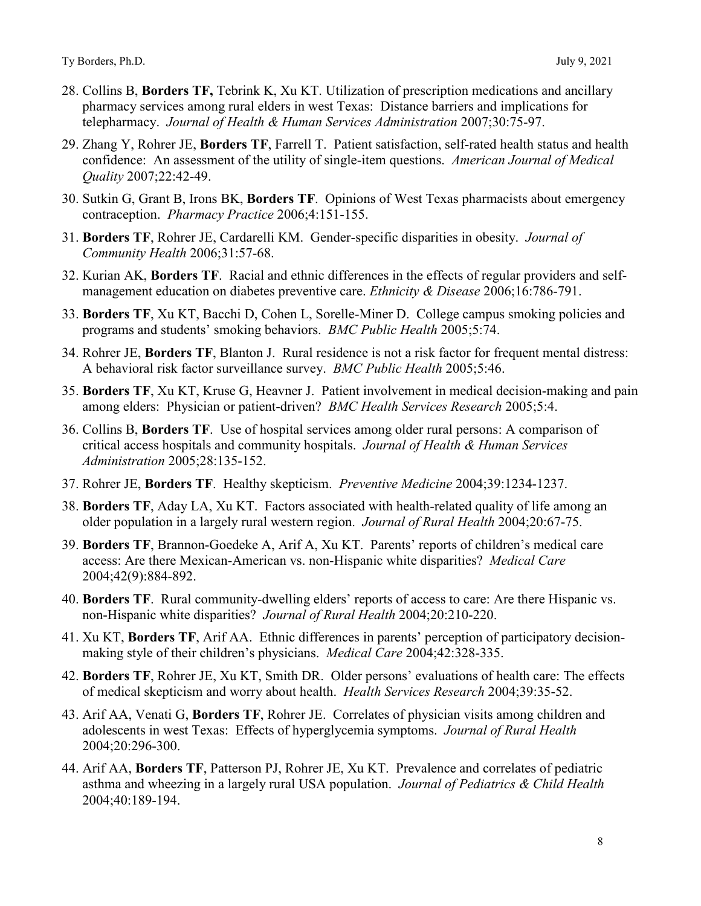28. Collins B, **Borders TF,** Tebrink K, Xu KT. Utilization of prescription medications and ancillary pharmacy services among rural elders in west Texas: Distance barriers and implications for telepharmacy. *Journal of Health & Human Services Administration* 2007;30:75-97.

29. Zhang Y, Rohrer JE, **Borders TF**, Farrell T. Patient satisfaction, self-rated health status and health confidence: An assessment of the utility of single-item questions. *American Journal of Medical Quality* 2007;22:42-49.

30. Sutkin G, Grant B, Irons BK, **Borders TF**. Opinions of West Texas pharmacists about emergency contraception. *Pharmacy Practice* 2006;4:151-155.

31. **Borders TF**, Rohrer JE, Cardarelli KM. Gender-specific disparities in obesity. *Journal of Community Health* 2006;31:57-68.

32. Kurian AK, **Borders TF**. Racial and ethnic differences in the effects of regular providers and self-management education on diabetes preventive care. *Ethnicity & Disease* 2006;16:786-791.

33. **Borders TF**, Xu KT, Bacchi D, Cohen L, Sorelle-Miner D. College campus smoking policies and programs and students' smoking behaviors. *BMC Public Health* 2005;5:74.

34. Rohrer JE, **Borders TF**, Blanton J. Rural residence is not a risk factor for frequent mental distress: A behavioral risk factor surveillance survey. *BMC Public Health* 2005;5:46.

35. **Borders TF**, Xu KT, Kruse G, Heavner J. Patient involvement in medical decision-making and pain among elders: Physician or patient-driven? *BMC Health Services Research* 2005;5:4.

36. Collins B, **Borders TF**. Use of hospital services among older rural persons: A comparison of critical access hospitals and community hospitals. *Journal of Health & Human Services Administration* 2005;28:135-152.

37. Rohrer JE, **Borders TF**. Healthy skepticism. *Preventive Medicine* 2004;39:1234-1237.

38. **Borders TF**, Aday LA, Xu KT. Factors associated with health-related quality of life among an older population in a largely rural western region. *Journal of Rural Health* 2004;20:67-75.

39. **Borders TF**, Brannon-Goedeke A, Arif A, Xu KT. Parents' reports of children's medical care access: Are there Mexican-American vs. non-Hispanic white disparities? *Medical Care* 2004;42(9):884-892.

40. **Borders TF**. Rural community-dwelling elders' reports of access to care: Are there Hispanic vs. non-Hispanic white disparities? *Journal of Rural Health* 2004;20:210-220.

41. Xu KT, **Borders TF**, Arif AA. Ethnic differences in parents' perception of participatory decision-making style of their children's physicians. *Medical Care* 2004;42:328-335.

42. **Borders TF**, Rohrer JE, Xu KT, Smith DR. Older persons' evaluations of health care: The effects of medical skepticism and worry about health. *Health Services Research* 2004;39:35-52.

43. Arif AA, Venati G, **Borders TF**, Rohrer JE. Correlates of physician visits among children and adolescents in west Texas: Effects of hyperglycemia symptoms. *Journal of Rural Health* 2004;20:296-300.

44. Arif AA, **Borders TF**, Patterson PJ, Rohrer JE, Xu KT. Prevalence and correlates of pediatric asthma and wheezing in a largely rural USA population. *Journal of Pediatrics & Child Health* 2004;40:189-194.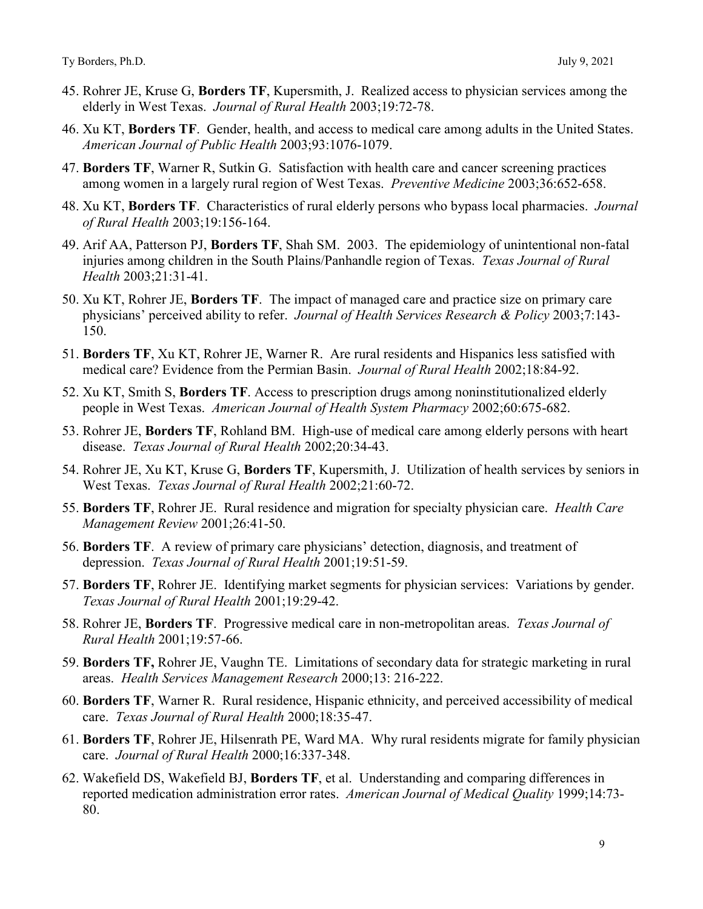45. Rohrer JE, Kruse G, **Borders TF**, Kupersmith, J. Realized access to physician services among the elderly in West Texas. *Journal of Rural Health* 2003;19:72-78.

46. Xu KT, **Borders TF**. Gender, health, and access to medical care among adults in the United States. *American Journal of Public Health* 2003;93:1076-1079.

47. **Borders TF**, Warner R, Sutkin G. Satisfaction with health care and cancer screening practices among women in a largely rural region of West Texas. *Preventive Medicine* 2003;36:652-658.

48. Xu KT, **Borders TF**. Characteristics of rural elderly persons who bypass local pharmacies. *Journal of Rural Health* 2003;19:156-164.

49. Arif AA, Patterson PJ, **Borders TF**, Shah SM. 2003. The epidemiology of unintentional non-fatal injuries among children in the South Plains/Panhandle region of Texas. *Texas Journal of Rural Health* 2003;21:31-41.

50. Xu KT, Rohrer JE, **Borders TF**. The impact of managed care and practice size on primary care physicians' perceived ability to refer. *Journal of Health Services Research & Policy* 2003;7:143-150.

51. **Borders TF**, Xu KT, Rohrer JE, Warner R. Are rural residents and Hispanics less satisfied with medical care? Evidence from the Permian Basin. *Journal of Rural Health* 2002;18:84-92.

52. Xu KT, Smith S, **Borders TF**. Access to prescription drugs among noninstitutionalized elderly people in West Texas. *American Journal of Health System Pharmacy* 2002;60:675-682.

53. Rohrer JE, **Borders TF**, Rohland BM. High-use of medical care among elderly persons with heart disease. *Texas Journal of Rural Health* 2002;20:34-43.

54. Rohrer JE, Xu KT, Kruse G, **Borders TF**, Kupersmith, J. Utilization of health services by seniors in West Texas. *Texas Journal of Rural Health* 2002;21:60-72.

55. **Borders TF**, Rohrer JE. Rural residence and migration for specialty physician care. *Health Care Management Review* 2001;26:41-50.

56. **Borders TF**. A review of primary care physicians' detection, diagnosis, and treatment of depression. *Texas Journal of Rural Health* 2001;19:51-59.

57. **Borders TF**, Rohrer JE. Identifying market segments for physician services: Variations by gender. *Texas Journal of Rural Health* 2001;19:29-42.

58. Rohrer JE, **Borders TF**. Progressive medical care in non-metropolitan areas. *Texas Journal of Rural Health* 2001;19:57-66.

59. **Borders TF,** Rohrer JE, Vaughn TE. Limitations of secondary data for strategic marketing in rural areas. *Health Services Management Research* 2000;13: 216-222.

60. **Borders TF**, Warner R. Rural residence, Hispanic ethnicity, and perceived accessibility of medical care. *Texas Journal of Rural Health* 2000;18:35-47.

61. **Borders TF**, Rohrer JE, Hilsenrath PE, Ward MA. Why rural residents migrate for family physician care. *Journal of Rural Health* 2000;16:337-348.

62. Wakefield DS, Wakefield BJ, **Borders TF**, et al. Understanding and comparing differences in reported medication administration error rates. *American Journal of Medical Quality* 1999;14:73-80.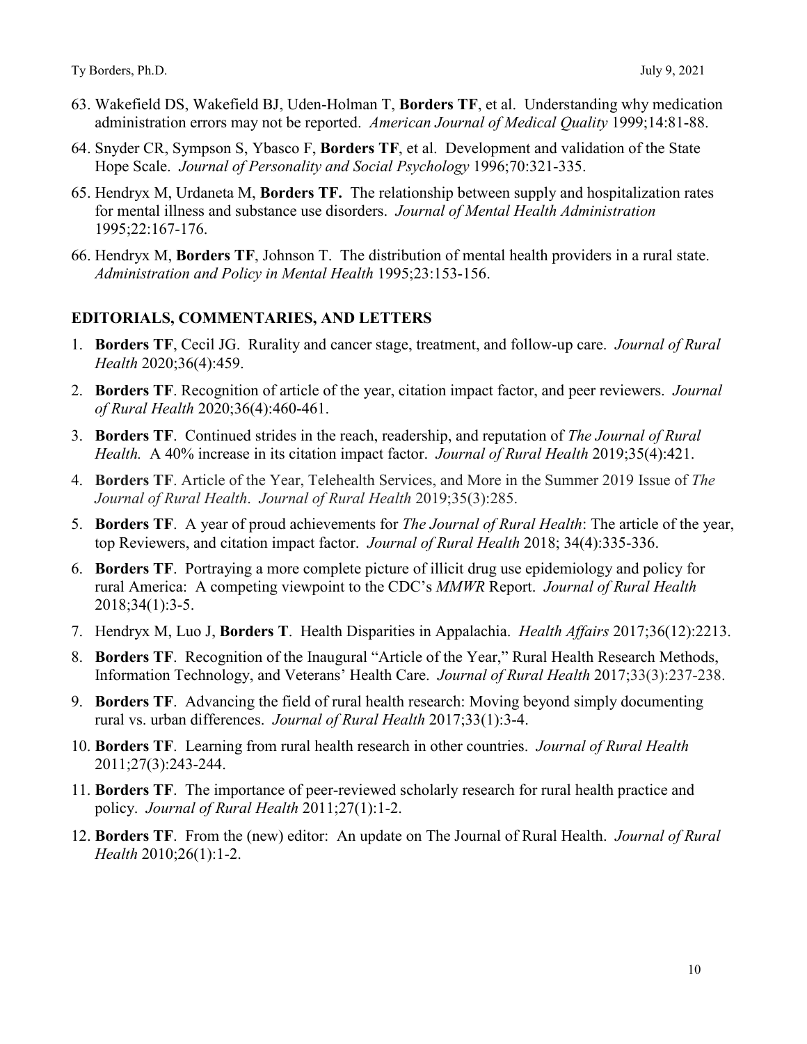63. Wakefield DS, Wakefield BJ, Uden-Holman T, **Borders TF**, et al. Understanding why medication administration errors may not be reported. *American Journal of Medical Quality* 1999;14:81-88.

64. Snyder CR, Sympson S, Ybasco F, **Borders TF**, et al. Development and validation of the State Hope Scale. *Journal of Personality and Social Psychology* 1996;70:321-335.

65. Hendryx M, Urdaneta M, **Borders TF.** The relationship between supply and hospitalization rates for mental illness and substance use disorders. *Journal of Mental Health Administration* 1995;22:167-176.

66. Hendryx M, **Borders TF**, Johnson T. The distribution of mental health providers in a rural state. *Administration and Policy in Mental Health* 1995;23:153-156.

## EDITORIALS, COMMENTARIES, AND LETTERS

1. **Borders TF**, Cecil JG. Rurality and cancer stage, treatment, and follow-up care. *Journal of Rural Health* 2020;36(4):459.

2. **Borders TF**. Recognition of article of the year, citation impact factor, and peer reviewers. *Journal of Rural Health* 2020;36(4):460-461.

3. **Borders TF**. Continued strides in the reach, readership, and reputation of *The Journal of Rural Health.* A 40% increase in its citation impact factor. *Journal of Rural Health* 2019;35(4):421.

4. **Borders TF**. Article of the Year, Telehealth Services, and More in the Summer 2019 Issue of *The Journal of Rural Health*. *Journal of Rural Health* 2019;35(3):285.

5. **Borders TF**. A year of proud achievements for *The Journal of Rural Health*: The article of the year, top Reviewers, and citation impact factor. *Journal of Rural Health* 2018; 34(4):335-336.

6. **Borders TF**. Portraying a more complete picture of illicit drug use epidemiology and policy for rural America: A competing viewpoint to the CDC's *MMWR* Report. *Journal of Rural Health* 2018;34(1):3-5.

7. Hendryx M, Luo J, **Borders T**. Health Disparities in Appalachia. *Health Affairs* 2017;36(12):2213.

8. **Borders TF**. Recognition of the Inaugural "Article of the Year," Rural Health Research Methods, Information Technology, and Veterans' Health Care. *Journal of Rural Health* 2017;33(3):237-238.

9. **Borders TF**. Advancing the field of rural health research: Moving beyond simply documenting rural vs. urban differences. *Journal of Rural Health* 2017;33(1):3-4.

10. **Borders TF**. Learning from rural health research in other countries. *Journal of Rural Health* 2011;27(3):243-244.

11. **Borders TF**. The importance of peer-reviewed scholarly research for rural health practice and policy. *Journal of Rural Health* 2011;27(1):1-2.

12. **Borders TF**. From the (new) editor: An update on The Journal of Rural Health. *Journal of Rural Health* 2010;26(1):1-2.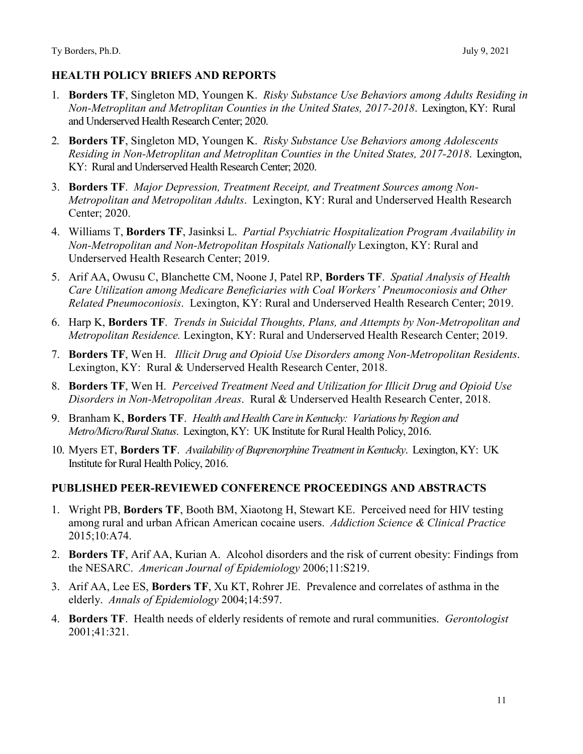## HEALTH POLICY BRIEFS AND REPORTS

1. **Borders TF**, Singleton MD, Youngen K. *Risky Substance Use Behaviors among Adults Residing in Non-Metroplitan and Metroplitan Counties in the United States, 2017-2018*. Lexington, KY: Rural and Underserved Health Research Center; 2020.
2. **Borders TF**, Singleton MD, Youngen K. *Risky Substance Use Behaviors among Adolescents Residing in Non-Metroplitan and Metroplitan Counties in the United States, 2017-2018*. Lexington, KY: Rural and Underserved Health Research Center; 2020.
3. **Borders TF**. *Major Depression, Treatment Receipt, and Treatment Sources among Non-Metropolitan and Metropolitan Adults*. Lexington, KY: Rural and Underserved Health Research Center; 2020.
4. Williams T, **Borders TF**, Jasinksi L. *Partial Psychiatric Hospitalization Program Availability in Non-Metropolitan and Non-Metropolitan Hospitals Nationally* Lexington, KY: Rural and Underserved Health Research Center; 2019.
5. Arif AA, Owusu C, Blanchette CM, Noone J, Patel RP, **Borders TF**. *Spatial Analysis of Health Care Utilization among Medicare Beneficiaries with Coal Workers' Pneumoconiosis and Other Related Pneumoconiosis*. Lexington, KY: Rural and Underserved Health Research Center; 2019.
6. Harp K, **Borders TF**. *Trends in Suicidal Thoughts, Plans, and Attempts by Non-Metropolitan and Metropolitan Residence.* Lexington, KY: Rural and Underserved Health Research Center; 2019.
7. **Borders TF**, Wen H. *Illicit Drug and Opioid Use Disorders among Non-Metropolitan Residents*. Lexington, KY: Rural & Underserved Health Research Center, 2018.
8. **Borders TF**, Wen H. *Perceived Treatment Need and Utilization for Illicit Drug and Opioid Use Disorders in Non-Metropolitan Areas*. Rural & Underserved Health Research Center, 2018.
9. Branham K, **Borders TF**. *Health and Health Care in Kentucky: Variations by Region and Metro/Micro/Rural Status*. Lexington, KY: UK Institute for Rural Health Policy, 2016.
10. Myers ET, **Borders TF**. *Availability of Buprenorphine Treatment in Kentucky*. Lexington, KY: UK Institute for Rural Health Policy, 2016.

## PUBLISHED PEER-REVIEWED CONFERENCE PROCEEDINGS AND ABSTRACTS

1. Wright PB, **Borders TF**, Booth BM, Xiaotong H, Stewart KE. Perceived need for HIV testing among rural and urban African American cocaine users. *Addiction Science & Clinical Practice* 2015;10:A74.
2. **Borders TF**, Arif AA, Kurian A. Alcohol disorders and the risk of current obesity: Findings from the NESARC. *American Journal of Epidemiology* 2006;11:S219.
3. Arif AA, Lee ES, **Borders TF**, Xu KT, Rohrer JE. Prevalence and correlates of asthma in the elderly. *Annals of Epidemiology* 2004;14:597.
4. **Borders TF**. Health needs of elderly residents of remote and rural communities. *Gerontologist* 2001;41:321.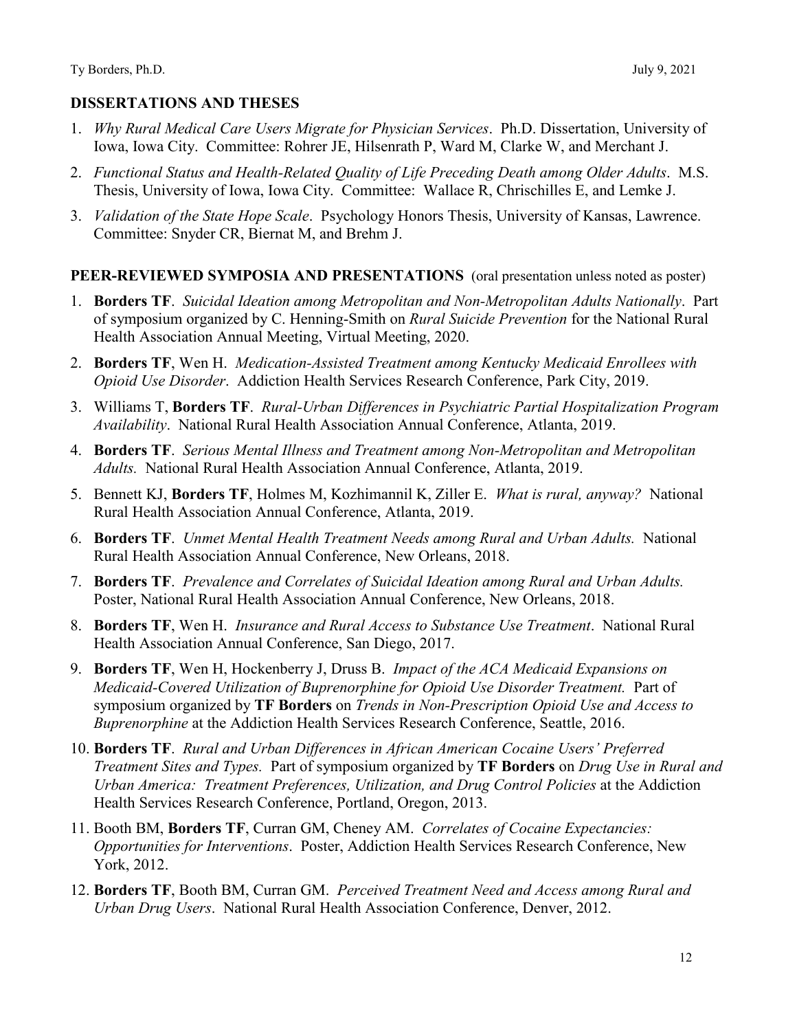## DISSERTATIONS AND THESES

1. *Why Rural Medical Care Users Migrate for Physician Services*. Ph.D. Dissertation, University of Iowa, Iowa City. Committee: Rohrer JE, Hilsenrath P, Ward M, Clarke W, and Merchant J.
2. *Functional Status and Health-Related Quality of Life Preceding Death among Older Adults*. M.S. Thesis, University of Iowa, Iowa City. Committee: Wallace R, Chrischilles E, and Lemke J.
3. *Validation of the State Hope Scale*. Psychology Honors Thesis, University of Kansas, Lawrence. Committee: Snyder CR, Biernat M, and Brehm J.

## PEER-REVIEWED SYMPOSIA AND PRESENTATIONS (oral presentation unless noted as poster)

1. **Borders TF**. *Suicidal Ideation among Metropolitan and Non-Metropolitan Adults Nationally*. Part of symposium organized by C. Henning-Smith on *Rural Suicide Prevention* for the National Rural Health Association Annual Meeting, Virtual Meeting, 2020.
2. **Borders TF**, Wen H. *Medication-Assisted Treatment among Kentucky Medicaid Enrollees with Opioid Use Disorder*. Addiction Health Services Research Conference, Park City, 2019.
3. Williams T, **Borders TF**. *Rural-Urban Differences in Psychiatric Partial Hospitalization Program Availability*. National Rural Health Association Annual Conference, Atlanta, 2019.
4. **Borders TF**. *Serious Mental Illness and Treatment among Non-Metropolitan and Metropolitan Adults.* National Rural Health Association Annual Conference, Atlanta, 2019.
5. Bennett KJ, **Borders TF**, Holmes M, Kozhimannil K, Ziller E. *What is rural, anyway?* National Rural Health Association Annual Conference, Atlanta, 2019.
6. **Borders TF**. *Unmet Mental Health Treatment Needs among Rural and Urban Adults.* National Rural Health Association Annual Conference, New Orleans, 2018.
7. **Borders TF**. *Prevalence and Correlates of Suicidal Ideation among Rural and Urban Adults.* Poster, National Rural Health Association Annual Conference, New Orleans, 2018.
8. **Borders TF**, Wen H. *Insurance and Rural Access to Substance Use Treatment*. National Rural Health Association Annual Conference, San Diego, 2017.
9. **Borders TF**, Wen H, Hockenberry J, Druss B. *Impact of the ACA Medicaid Expansions on Medicaid-Covered Utilization of Buprenorphine for Opioid Use Disorder Treatment.* Part of symposium organized by **TF Borders** on *Trends in Non-Prescription Opioid Use and Access to Buprenorphine* at the Addiction Health Services Research Conference, Seattle, 2016.
10. **Borders TF**. *Rural and Urban Differences in African American Cocaine Users' Preferred Treatment Sites and Types.* Part of symposium organized by **TF Borders** on *Drug Use in Rural and Urban America: Treatment Preferences, Utilization, and Drug Control Policies* at the Addiction Health Services Research Conference, Portland, Oregon, 2013.
11. Booth BM, **Borders TF**, Curran GM, Cheney AM. *Correlates of Cocaine Expectancies: Opportunities for Interventions*. Poster, Addiction Health Services Research Conference, New York, 2012.
12. **Borders TF**, Booth BM, Curran GM. *Perceived Treatment Need and Access among Rural and Urban Drug Users*. National Rural Health Association Conference, Denver, 2012.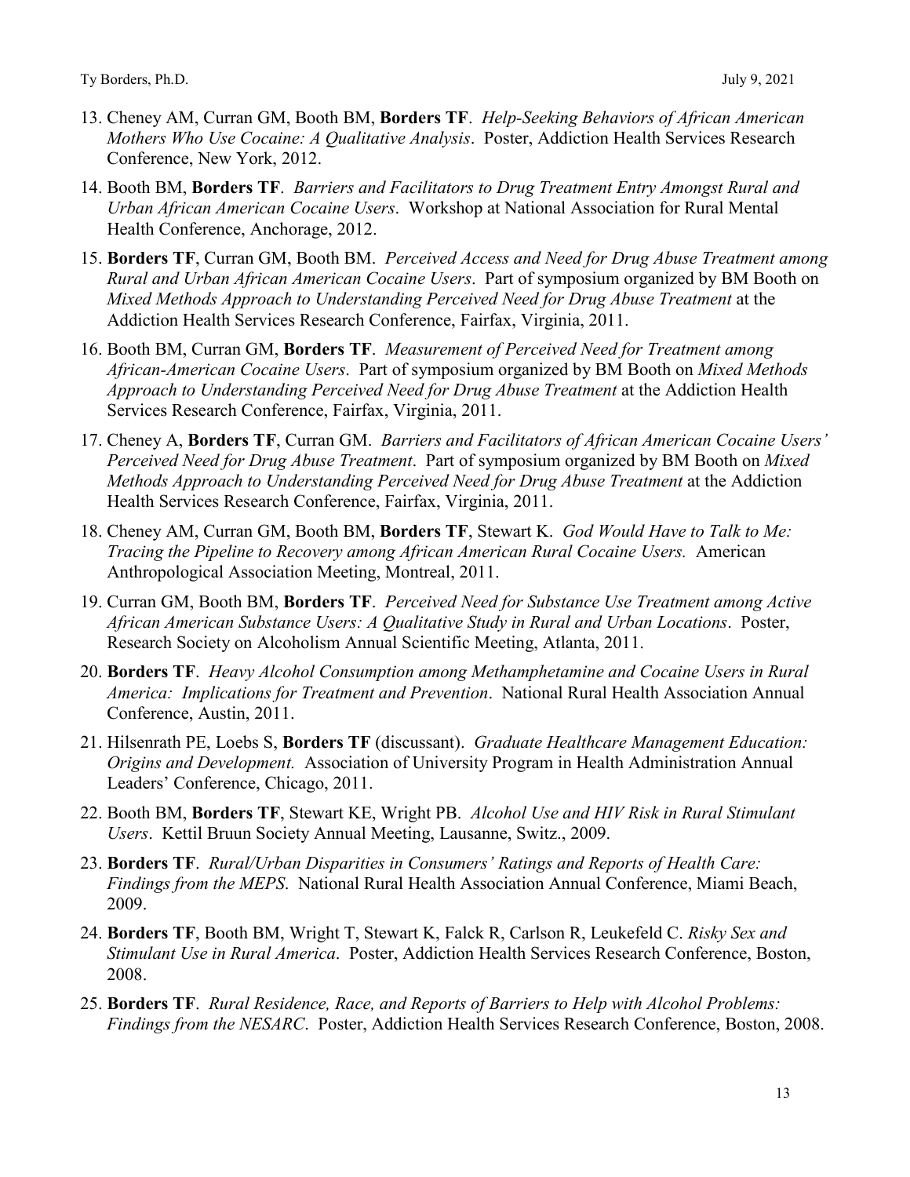13. Cheney AM, Curran GM, Booth BM, **Borders TF**. *Help-Seeking Behaviors of African American Mothers Who Use Cocaine: A Qualitative Analysis*. Poster, Addiction Health Services Research Conference, New York, 2012.

14. Booth BM, **Borders TF**. *Barriers and Facilitators to Drug Treatment Entry Amongst Rural and Urban African American Cocaine Users*. Workshop at National Association for Rural Mental Health Conference, Anchorage, 2012.

15. **Borders TF**, Curran GM, Booth BM. *Perceived Access and Need for Drug Abuse Treatment among Rural and Urban African American Cocaine Users*. Part of symposium organized by BM Booth on *Mixed Methods Approach to Understanding Perceived Need for Drug Abuse Treatment* at the Addiction Health Services Research Conference, Fairfax, Virginia, 2011.

16. Booth BM, Curran GM, **Borders TF**. *Measurement of Perceived Need for Treatment among African-American Cocaine Users*. Part of symposium organized by BM Booth on *Mixed Methods Approach to Understanding Perceived Need for Drug Abuse Treatment* at the Addiction Health Services Research Conference, Fairfax, Virginia, 2011.

17. Cheney A, **Borders TF**, Curran GM. *Barriers and Facilitators of African American Cocaine Users' Perceived Need for Drug Abuse Treatment*. Part of symposium organized by BM Booth on *Mixed Methods Approach to Understanding Perceived Need for Drug Abuse Treatment* at the Addiction Health Services Research Conference, Fairfax, Virginia, 2011.

18. Cheney AM, Curran GM, Booth BM, **Borders TF**, Stewart K. *God Would Have to Talk to Me: Tracing the Pipeline to Recovery among African American Rural Cocaine Users.* American Anthropological Association Meeting, Montreal, 2011.

19. Curran GM, Booth BM, **Borders TF**. *Perceived Need for Substance Use Treatment among Active African American Substance Users: A Qualitative Study in Rural and Urban Locations*. Poster, Research Society on Alcoholism Annual Scientific Meeting, Atlanta, 2011.

20. **Borders TF**. *Heavy Alcohol Consumption among Methamphetamine and Cocaine Users in Rural America: Implications for Treatment and Prevention*. National Rural Health Association Annual Conference, Austin, 2011.

21. Hilsenrath PE, Loebs S, **Borders TF** (discussant). *Graduate Healthcare Management Education: Origins and Development.* Association of University Program in Health Administration Annual Leaders' Conference, Chicago, 2011.

22. Booth BM, **Borders TF**, Stewart KE, Wright PB. *Alcohol Use and HIV Risk in Rural Stimulant Users*. Kettil Bruun Society Annual Meeting, Lausanne, Switz., 2009.

23. **Borders TF**. *Rural/Urban Disparities in Consumers' Ratings and Reports of Health Care: Findings from the MEPS*. National Rural Health Association Annual Conference, Miami Beach, 2009.

24. **Borders TF**, Booth BM, Wright T, Stewart K, Falck R, Carlson R, Leukefeld C. *Risky Sex and Stimulant Use in Rural America*. Poster, Addiction Health Services Research Conference, Boston, 2008.

25. **Borders TF**. *Rural Residence, Race, and Reports of Barriers to Help with Alcohol Problems: Findings from the NESARC*. Poster, Addiction Health Services Research Conference, Boston, 2008.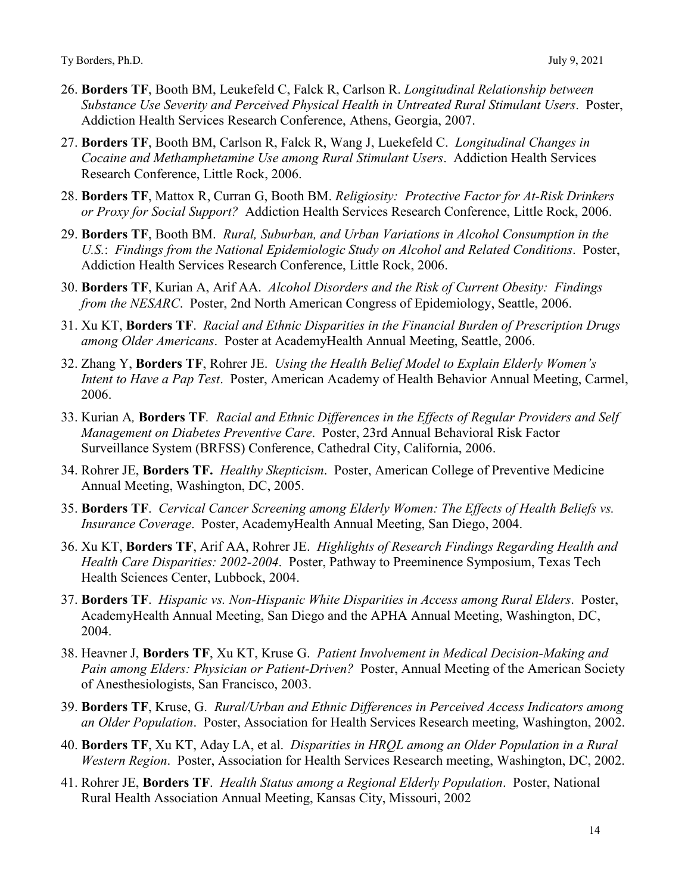26. **Borders TF**, Booth BM, Leukefeld C, Falck R, Carlson R. *Longitudinal Relationship between Substance Use Severity and Perceived Physical Health in Untreated Rural Stimulant Users*. Poster, Addiction Health Services Research Conference, Athens, Georgia, 2007.
27. **Borders TF**, Booth BM, Carlson R, Falck R, Wang J, Luekefeld C. *Longitudinal Changes in Cocaine and Methamphetamine Use among Rural Stimulant Users*. Addiction Health Services Research Conference, Little Rock, 2006.
28. **Borders TF**, Mattox R, Curran G, Booth BM. *Religiosity: Protective Factor for At-Risk Drinkers or Proxy for Social Support?* Addiction Health Services Research Conference, Little Rock, 2006.
29. **Borders TF**, Booth BM. *Rural, Suburban, and Urban Variations in Alcohol Consumption in the U.S.: Findings from the National Epidemiologic Study on Alcohol and Related Conditions*. Poster, Addiction Health Services Research Conference, Little Rock, 2006.
30. **Borders TF**, Kurian A, Arif AA. *Alcohol Disorders and the Risk of Current Obesity: Findings from the NESARC*. Poster, 2nd North American Congress of Epidemiology, Seattle, 2006.
31. Xu KT, **Borders TF**. *Racial and Ethnic Disparities in the Financial Burden of Prescription Drugs among Older Americans*. Poster at AcademyHealth Annual Meeting, Seattle, 2006.
32. Zhang Y, **Borders TF**, Rohrer JE. *Using the Health Belief Model to Explain Elderly Women's Intent to Have a Pap Test*. Poster, American Academy of Health Behavior Annual Meeting, Carmel, 2006.
33. Kurian A, **Borders TF**. *Racial and Ethnic Differences in the Effects of Regular Providers and Self Management on Diabetes Preventive Care*. Poster, 23rd Annual Behavioral Risk Factor Surveillance System (BRFSS) Conference, Cathedral City, California, 2006.
34. Rohrer JE, **Borders TF.** *Healthy Skepticism*. Poster, American College of Preventive Medicine Annual Meeting, Washington, DC, 2005.
35. **Borders TF**. *Cervical Cancer Screening among Elderly Women: The Effects of Health Beliefs vs. Insurance Coverage*. Poster, AcademyHealth Annual Meeting, San Diego, 2004.
36. Xu KT, **Borders TF**, Arif AA, Rohrer JE. *Highlights of Research Findings Regarding Health and Health Care Disparities: 2002-2004*. Poster, Pathway to Preeminence Symposium, Texas Tech Health Sciences Center, Lubbock, 2004.
37. **Borders TF**. *Hispanic vs. Non-Hispanic White Disparities in Access among Rural Elders*. Poster, AcademyHealth Annual Meeting, San Diego and the APHA Annual Meeting, Washington, DC, 2004.
38. Heavner J, **Borders TF**, Xu KT, Kruse G. *Patient Involvement in Medical Decision-Making and Pain among Elders: Physician or Patient-Driven?* Poster, Annual Meeting of the American Society of Anesthesiologists, San Francisco, 2003.
39. **Borders TF**, Kruse, G. *Rural/Urban and Ethnic Differences in Perceived Access Indicators among an Older Population*. Poster, Association for Health Services Research meeting, Washington, 2002.
40. **Borders TF**, Xu KT, Aday LA, et al. *Disparities in HRQL among an Older Population in a Rural Western Region*. Poster, Association for Health Services Research meeting, Washington, DC, 2002.
41. Rohrer JE, **Borders TF**. *Health Status among a Regional Elderly Population*. Poster, National Rural Health Association Annual Meeting, Kansas City, Missouri, 2002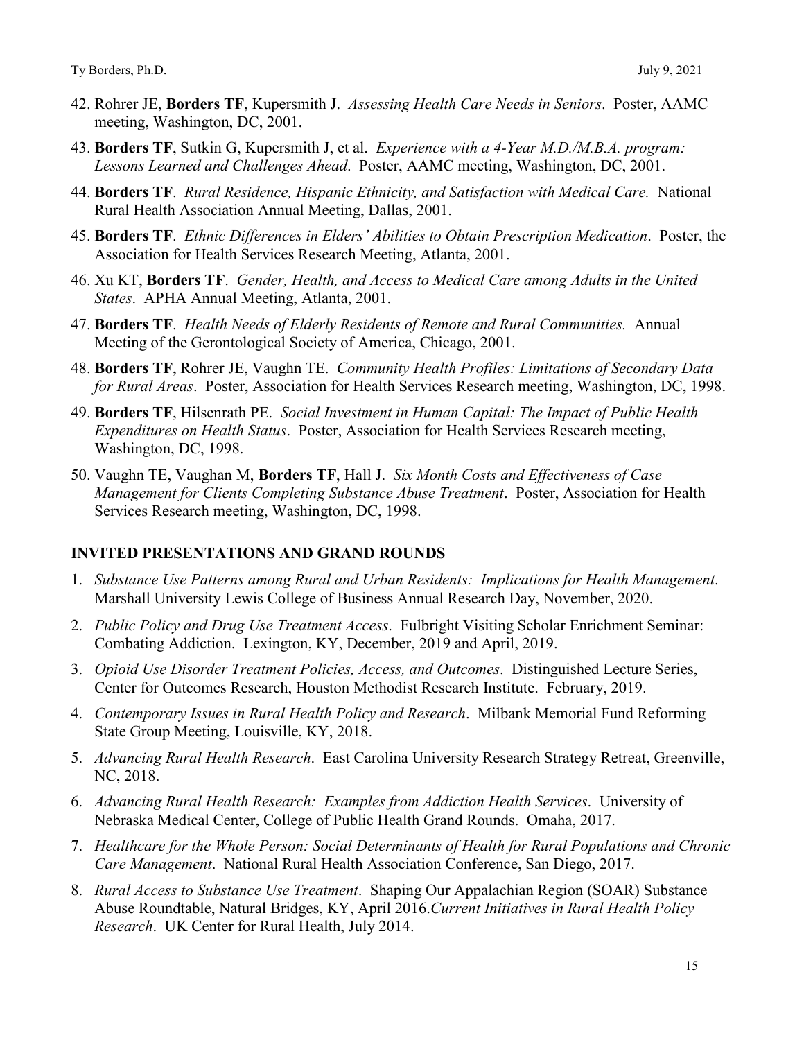42. Rohrer JE, **Borders TF**, Kupersmith J. *Assessing Health Care Needs in Seniors*. Poster, AAMC meeting, Washington, DC, 2001.
43. **Borders TF**, Sutkin G, Kupersmith J, et al. *Experience with a 4-Year M.D./M.B.A. program: Lessons Learned and Challenges Ahead*. Poster, AAMC meeting, Washington, DC, 2001.
44. **Borders TF**. *Rural Residence, Hispanic Ethnicity, and Satisfaction with Medical Care.* National Rural Health Association Annual Meeting, Dallas, 2001.
45. **Borders TF**. *Ethnic Differences in Elders' Abilities to Obtain Prescription Medication*. Poster, the Association for Health Services Research Meeting, Atlanta, 2001.
46. Xu KT, **Borders TF**. *Gender, Health, and Access to Medical Care among Adults in the United States*. APHA Annual Meeting, Atlanta, 2001.
47. **Borders TF**. *Health Needs of Elderly Residents of Remote and Rural Communities.* Annual Meeting of the Gerontological Society of America, Chicago, 2001.
48. **Borders TF**, Rohrer JE, Vaughn TE. *Community Health Profiles: Limitations of Secondary Data for Rural Areas*. Poster, Association for Health Services Research meeting, Washington, DC, 1998.
49. **Borders TF**, Hilsenrath PE. *Social Investment in Human Capital: The Impact of Public Health Expenditures on Health Status*. Poster, Association for Health Services Research meeting, Washington, DC, 1998.
50. Vaughn TE, Vaughan M, **Borders TF**, Hall J. *Six Month Costs and Effectiveness of Case Management for Clients Completing Substance Abuse Treatment*. Poster, Association for Health Services Research meeting, Washington, DC, 1998.

## INVITED PRESENTATIONS AND GRAND ROUNDS

1. *Substance Use Patterns among Rural and Urban Residents: Implications for Health Management*. Marshall University Lewis College of Business Annual Research Day, November, 2020.
2. *Public Policy and Drug Use Treatment Access*. Fulbright Visiting Scholar Enrichment Seminar: Combating Addiction. Lexington, KY, December, 2019 and April, 2019.
3. *Opioid Use Disorder Treatment Policies, Access, and Outcomes*. Distinguished Lecture Series, Center for Outcomes Research, Houston Methodist Research Institute. February, 2019.
4. *Contemporary Issues in Rural Health Policy and Research*. Milbank Memorial Fund Reforming State Group Meeting, Louisville, KY, 2018.
5. *Advancing Rural Health Research*. East Carolina University Research Strategy Retreat, Greenville, NC, 2018.
6. *Advancing Rural Health Research: Examples from Addiction Health Services*. University of Nebraska Medical Center, College of Public Health Grand Rounds. Omaha, 2017.
7. *Healthcare for the Whole Person: Social Determinants of Health for Rural Populations and Chronic Care Management*. National Rural Health Association Conference, San Diego, 2017.
8. *Rural Access to Substance Use Treatment*. Shaping Our Appalachian Region (SOAR) Substance Abuse Roundtable, Natural Bridges, KY, April 2016.*Current Initiatives in Rural Health Policy Research*. UK Center for Rural Health, July 2014.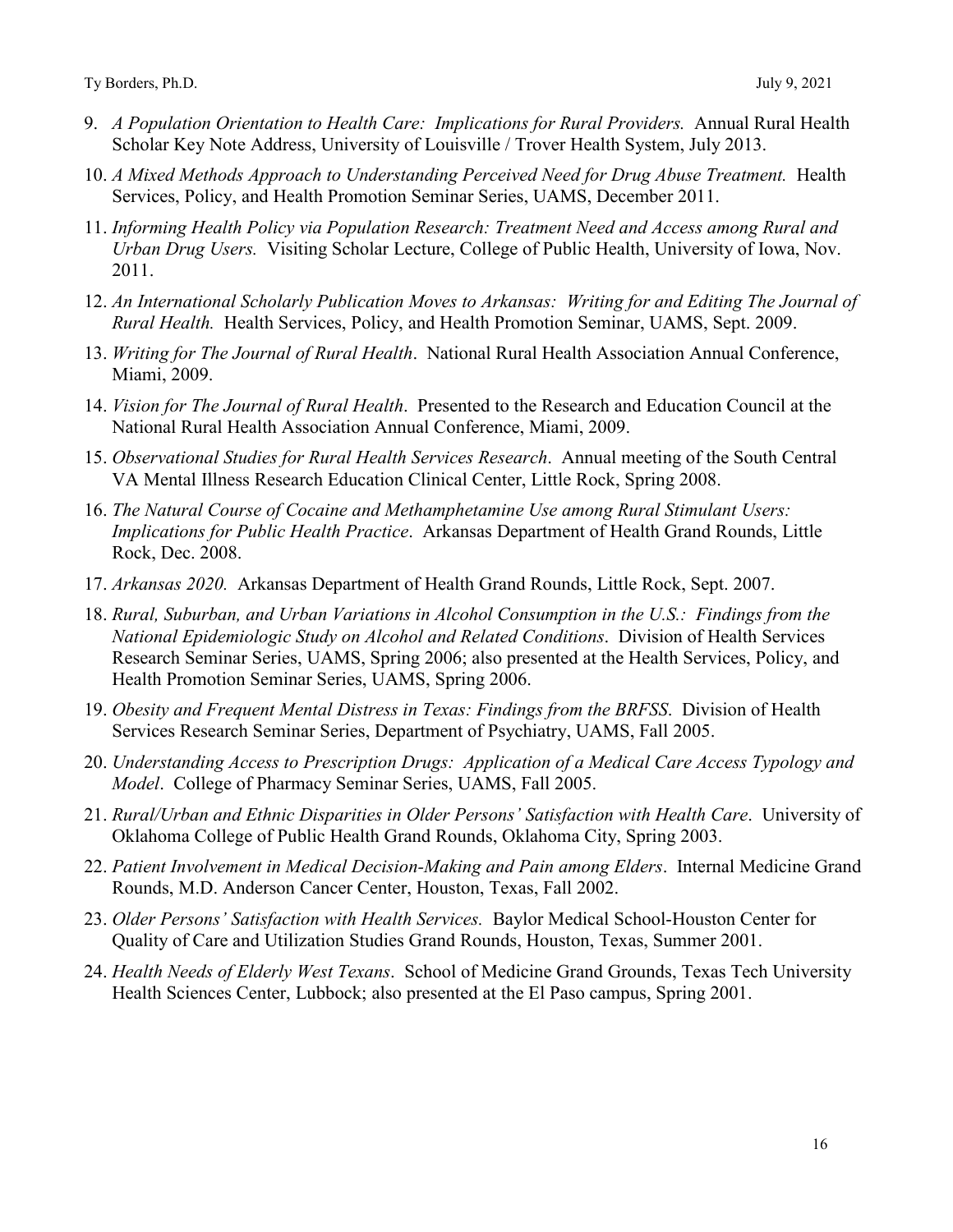9. *A Population Orientation to Health Care: Implications for Rural Providers.* Annual Rural Health Scholar Key Note Address, University of Louisville / Trover Health System, July 2013.
10. *A Mixed Methods Approach to Understanding Perceived Need for Drug Abuse Treatment.* Health Services, Policy, and Health Promotion Seminar Series, UAMS, December 2011.
11. *Informing Health Policy via Population Research: Treatment Need and Access among Rural and Urban Drug Users.* Visiting Scholar Lecture, College of Public Health, University of Iowa, Nov. 2011.
12. *An International Scholarly Publication Moves to Arkansas: Writing for and Editing The Journal of Rural Health.* Health Services, Policy, and Health Promotion Seminar, UAMS, Sept. 2009.
13. *Writing for The Journal of Rural Health*. National Rural Health Association Annual Conference, Miami, 2009.
14. *Vision for The Journal of Rural Health*. Presented to the Research and Education Council at the National Rural Health Association Annual Conference, Miami, 2009.
15. *Observational Studies for Rural Health Services Research*. Annual meeting of the South Central VA Mental Illness Research Education Clinical Center, Little Rock, Spring 2008.
16. *The Natural Course of Cocaine and Methamphetamine Use among Rural Stimulant Users: Implications for Public Health Practice*. Arkansas Department of Health Grand Rounds, Little Rock, Dec. 2008.
17. *Arkansas 2020.* Arkansas Department of Health Grand Rounds, Little Rock, Sept. 2007.
18. *Rural, Suburban, and Urban Variations in Alcohol Consumption in the U.S.: Findings from the National Epidemiologic Study on Alcohol and Related Conditions*. Division of Health Services Research Seminar Series, UAMS, Spring 2006; also presented at the Health Services, Policy, and Health Promotion Seminar Series, UAMS, Spring 2006.
19. *Obesity and Frequent Mental Distress in Texas: Findings from the BRFSS*. Division of Health Services Research Seminar Series, Department of Psychiatry, UAMS, Fall 2005.
20. *Understanding Access to Prescription Drugs: Application of a Medical Care Access Typology and Model*. College of Pharmacy Seminar Series, UAMS, Fall 2005.
21. *Rural/Urban and Ethnic Disparities in Older Persons' Satisfaction with Health Care*. University of Oklahoma College of Public Health Grand Rounds, Oklahoma City, Spring 2003.
22. *Patient Involvement in Medical Decision-Making and Pain among Elders*. Internal Medicine Grand Rounds, M.D. Anderson Cancer Center, Houston, Texas, Fall 2002.
23. *Older Persons' Satisfaction with Health Services.* Baylor Medical School-Houston Center for Quality of Care and Utilization Studies Grand Rounds, Houston, Texas, Summer 2001.
24. *Health Needs of Elderly West Texans*. School of Medicine Grand Grounds, Texas Tech University Health Sciences Center, Lubbock; also presented at the El Paso campus, Spring 2001.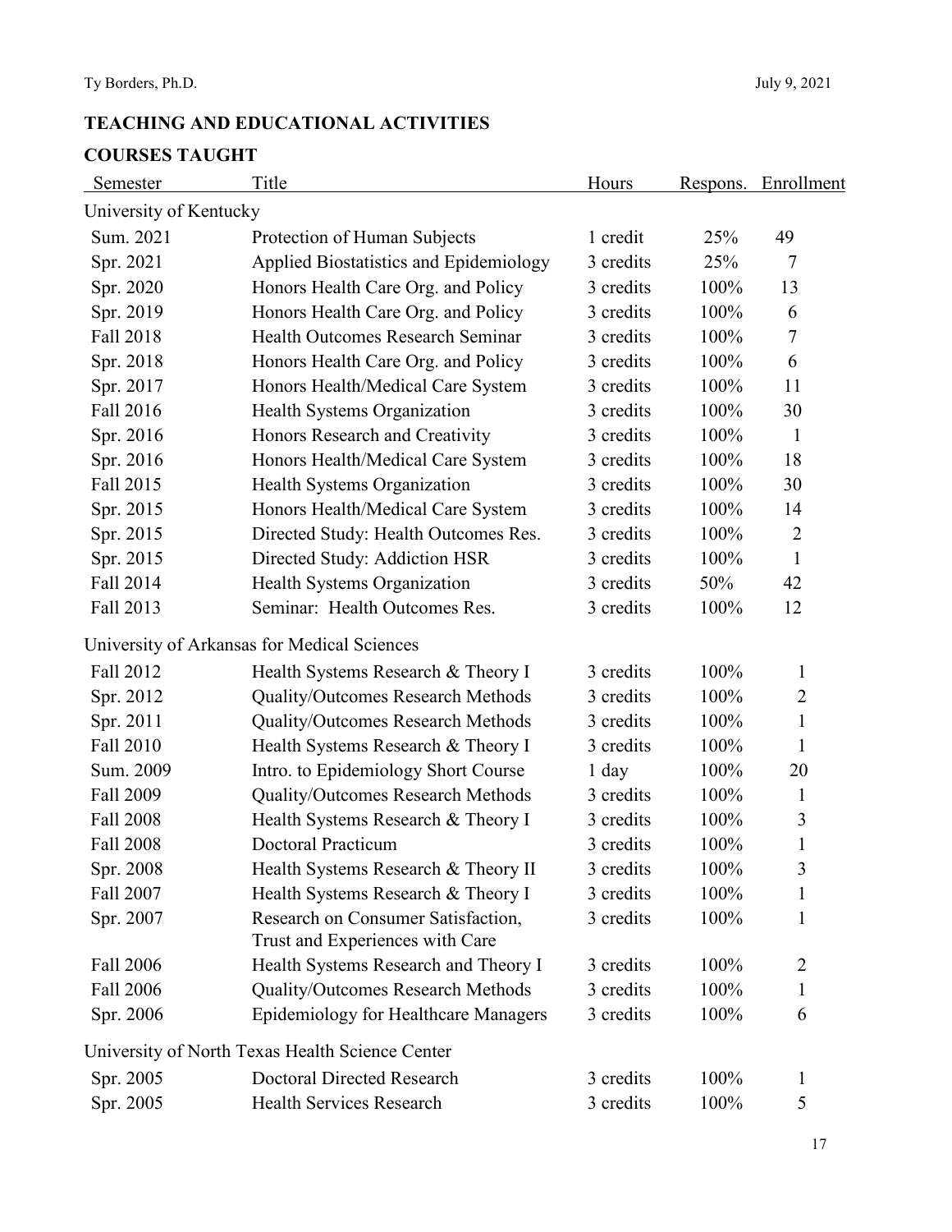## TEACHING AND EDUCATIONAL ACTIVITIES

### COURSES TAUGHT

| Semester | Title | Hours | Respons. | Enrollment |
|---|---|---|---|---|
| University of Kentucky | | | | |
| Sum. 2021 | Protection of Human Subjects | 1 credit | 25% | 49 |
| Spr. 2021 | Applied Biostatistics and Epidemiology | 3 credits | 25% | 7 |
| Spr. 2020 | Honors Health Care Org. and Policy | 3 credits | 100% | 13 |
| Spr. 2019 | Honors Health Care Org. and Policy | 3 credits | 100% | 6 |
| Fall 2018 | Health Outcomes Research Seminar | 3 credits | 100% | 7 |
| Spr. 2018 | Honors Health Care Org. and Policy | 3 credits | 100% | 6 |
| Spr. 2017 | Honors Health/Medical Care System | 3 credits | 100% | 11 |
| Fall 2016 | Health Systems Organization | 3 credits | 100% | 30 |
| Spr. 2016 | Honors Research and Creativity | 3 credits | 100% | 1 |
| Spr. 2016 | Honors Health/Medical Care System | 3 credits | 100% | 18 |
| Fall 2015 | Health Systems Organization | 3 credits | 100% | 30 |
| Spr. 2015 | Honors Health/Medical Care System | 3 credits | 100% | 14 |
| Spr. 2015 | Directed Study: Health Outcomes Res. | 3 credits | 100% | 2 |
| Spr. 2015 | Directed Study: Addiction HSR | 3 credits | 100% | 1 |
| Fall 2014 | Health Systems Organization | 3 credits | 50% | 42 |
| Fall 2013 | Seminar: Health Outcomes Res. | 3 credits | 100% | 12 |
| University of Arkansas for Medical Sciences | | | | |
| Fall 2012 | Health Systems Research & Theory I | 3 credits | 100% | 1 |
| Spr. 2012 | Quality/Outcomes Research Methods | 3 credits | 100% | 2 |
| Spr. 2011 | Quality/Outcomes Research Methods | 3 credits | 100% | 1 |
| Fall 2010 | Health Systems Research & Theory I | 3 credits | 100% | 1 |
| Sum. 2009 | Intro. to Epidemiology Short Course | 1 day | 100% | 20 |
| Fall 2009 | Quality/Outcomes Research Methods | 3 credits | 100% | 1 |
| Fall 2008 | Health Systems Research & Theory I | 3 credits | 100% | 3 |
| Fall 2008 | Doctoral Practicum | 3 credits | 100% | 1 |
| Spr. 2008 | Health Systems Research & Theory II | 3 credits | 100% | 3 |
| Fall 2007 | Health Systems Research & Theory I | 3 credits | 100% | 1 |
| Spr. 2007 | Research on Consumer Satisfaction, Trust and Experiences with Care | 3 credits | 100% | 1 |
| Fall 2006 | Health Systems Research and Theory I | 3 credits | 100% | 2 |
| Fall 2006 | Quality/Outcomes Research Methods | 3 credits | 100% | 1 |
| Spr. 2006 | Epidemiology for Healthcare Managers | 3 credits | 100% | 6 |
| University of North Texas Health Science Center | | | | |
| Spr. 2005 | Doctoral Directed Research | 3 credits | 100% | 1 |
| Spr. 2005 | Health Services Research | 3 credits | 100% | 5 |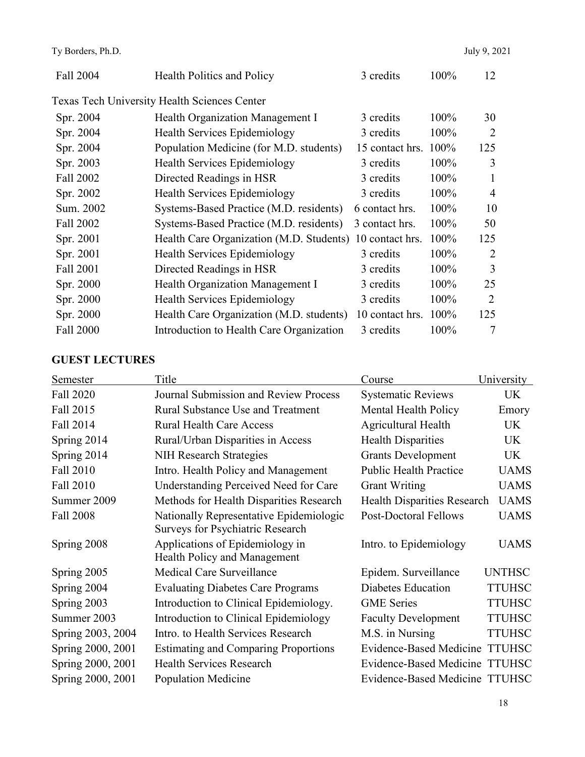| | | | | |
|---|---|---|---|---|
| Fall 2004 | Health Politics and Policy | 3 credits | 100% | 12 |

Texas Tech University Health Sciences Center

| | | | | |
|---|---|---|---|---|
| Spr. 2004 | Health Organization Management I | 3 credits | 100% | 30 |
| Spr. 2004 | Health Services Epidemiology | 3 credits | 100% | 2 |
| Spr. 2004 | Population Medicine (for M.D. students) | 15 contact hrs. | 100% | 125 |
| Spr. 2003 | Health Services Epidemiology | 3 credits | 100% | 3 |
| Fall 2002 | Directed Readings in HSR | 3 credits | 100% | 1 |
| Spr. 2002 | Health Services Epidemiology | 3 credits | 100% | 4 |
| Sum. 2002 | Systems-Based Practice (M.D. residents) | 6 contact hrs. | 100% | 10 |
| Fall 2002 | Systems-Based Practice (M.D. residents) | 3 contact hrs. | 100% | 50 |
| Spr. 2001 | Health Care Organization (M.D. Students) | 10 contact hrs. | 100% | 125 |
| Spr. 2001 | Health Services Epidemiology | 3 credits | 100% | 2 |
| Fall 2001 | Directed Readings in HSR | 3 credits | 100% | 3 |
| Spr. 2000 | Health Organization Management I | 3 credits | 100% | 25 |
| Spr. 2000 | Health Services Epidemiology | 3 credits | 100% | 2 |
| Spr. 2000 | Health Care Organization (M.D. students) | 10 contact hrs. | 100% | 125 |
| Fall 2000 | Introduction to Health Care Organization | 3 credits | 100% | 7 |

## GUEST LECTURES

| Semester | Title | Course | University |
|---|---|---|---|
| Fall 2020 | Journal Submission and Review Process | Systematic Reviews | UK |
| Fall 2015 | Rural Substance Use and Treatment | Mental Health Policy | Emory |
| Fall 2014 | Rural Health Care Access | Agricultural Health | UK |
| Spring 2014 | Rural/Urban Disparities in Access | Health Disparities | UK |
| Spring 2014 | NIH Research Strategies | Grants Development | UK |
| Fall 2010 | Intro. Health Policy and Management | Public Health Practice | UAMS |
| Fall 2010 | Understanding Perceived Need for Care | Grant Writing | UAMS |
| Summer 2009 | Methods for Health Disparities Research | Health Disparities Research | UAMS |
| Fall 2008 | Nationally Representative Epidemiologic Surveys for Psychiatric Research | Post-Doctoral Fellows | UAMS |
| Spring 2008 | Applications of Epidemiology in Health Policy and Management | Intro. to Epidemiology | UAMS |
| Spring 2005 | Medical Care Surveillance | Epidem. Surveillance | UNTHSC |
| Spring 2004 | Evaluating Diabetes Care Programs | Diabetes Education | TTUHSC |
| Spring 2003 | Introduction to Clinical Epidemiology. | GME Series | TTUHSC |
| Summer 2003 | Introduction to Clinical Epidemiology | Faculty Development | TTUHSC |
| Spring 2003, 2004 | Intro. to Health Services Research | M.S. in Nursing | TTUHSC |
| Spring 2000, 2001 | Estimating and Comparing Proportions | Evidence-Based Medicine | TTUHSC |
| Spring 2000, 2001 | Health Services Research | Evidence-Based Medicine | TTUHSC |
| Spring 2000, 2001 | Population Medicine | Evidence-Based Medicine | TTUHSC |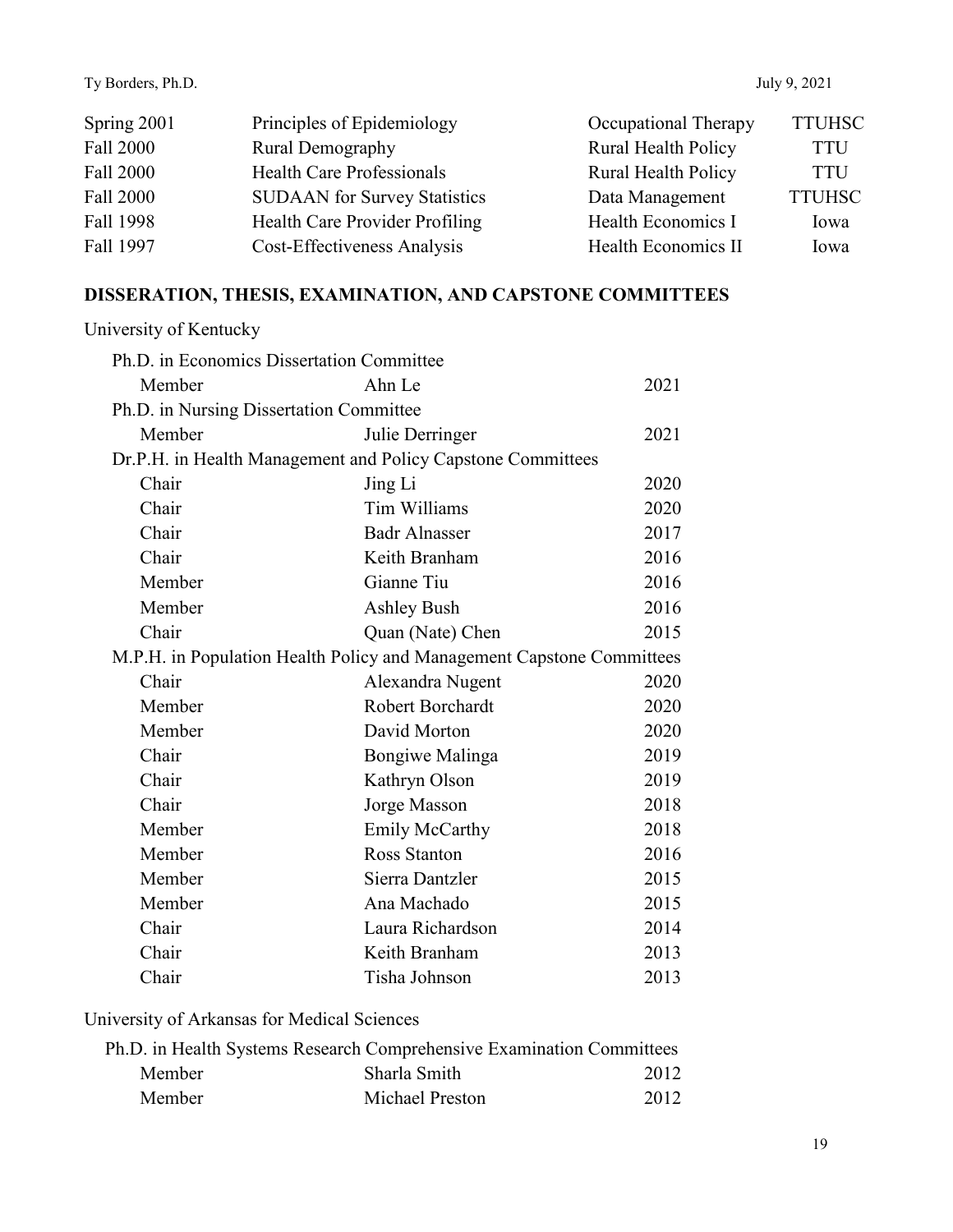| | | | |
|---|---|---|---|
| Spring 2001 | Principles of Epidemiology | Occupational Therapy | TTUHSC |
| Fall 2000 | Rural Demography | Rural Health Policy | TTU |
| Fall 2000 | Health Care Professionals | Rural Health Policy | TTU |
| Fall 2000 | SUDAAN for Survey Statistics | Data Management | TTUHSC |
| Fall 1998 | Health Care Provider Profiling | Health Economics I | Iowa |
| Fall 1997 | Cost-Effectiveness Analysis | Health Economics II | Iowa |

## DISSERATION, THESIS, EXAMINATION, AND CAPSTONE COMMITTEES

University of Kentucky

Ph.D. in Economics Dissertation Committee

| | | |
|---|---|---|
| Member | Ahn Le | 2021 |

Ph.D. in Nursing Dissertation Committee

| | | |
|---|---|---|
| Member | Julie Derringer | 2021 |

Dr.P.H. in Health Management and Policy Capstone Committees

| | | |
|---|---|---|
| Chair | Jing Li | 2020 |
| Chair | Tim Williams | 2020 |
| Chair | Badr Alnasser | 2017 |
| Chair | Keith Branham | 2016 |
| Member | Gianne Tiu | 2016 |
| Member | Ashley Bush | 2016 |
| Chair | Quan (Nate) Chen | 2015 |

M.P.H. in Population Health Policy and Management Capstone Committees

| | | |
|---|---|---|
| Chair | Alexandra Nugent | 2020 |
| Member | Robert Borchardt | 2020 |
| Member | David Morton | 2020 |
| Chair | Bongiwe Malinga | 2019 |
| Chair | Kathryn Olson | 2019 |
| Chair | Jorge Masson | 2018 |
| Member | Emily McCarthy | 2018 |
| Member | Ross Stanton | 2016 |
| Member | Sierra Dantzler | 2015 |
| Member | Ana Machado | 2015 |
| Chair | Laura Richardson | 2014 |
| Chair | Keith Branham | 2013 |
| Chair | Tisha Johnson | 2013 |

University of Arkansas for Medical Sciences

Ph.D. in Health Systems Research Comprehensive Examination Committees

| | | |
|---|---|---|
| Member | Sharla Smith | 2012 |
| Member | Michael Preston | 2012 |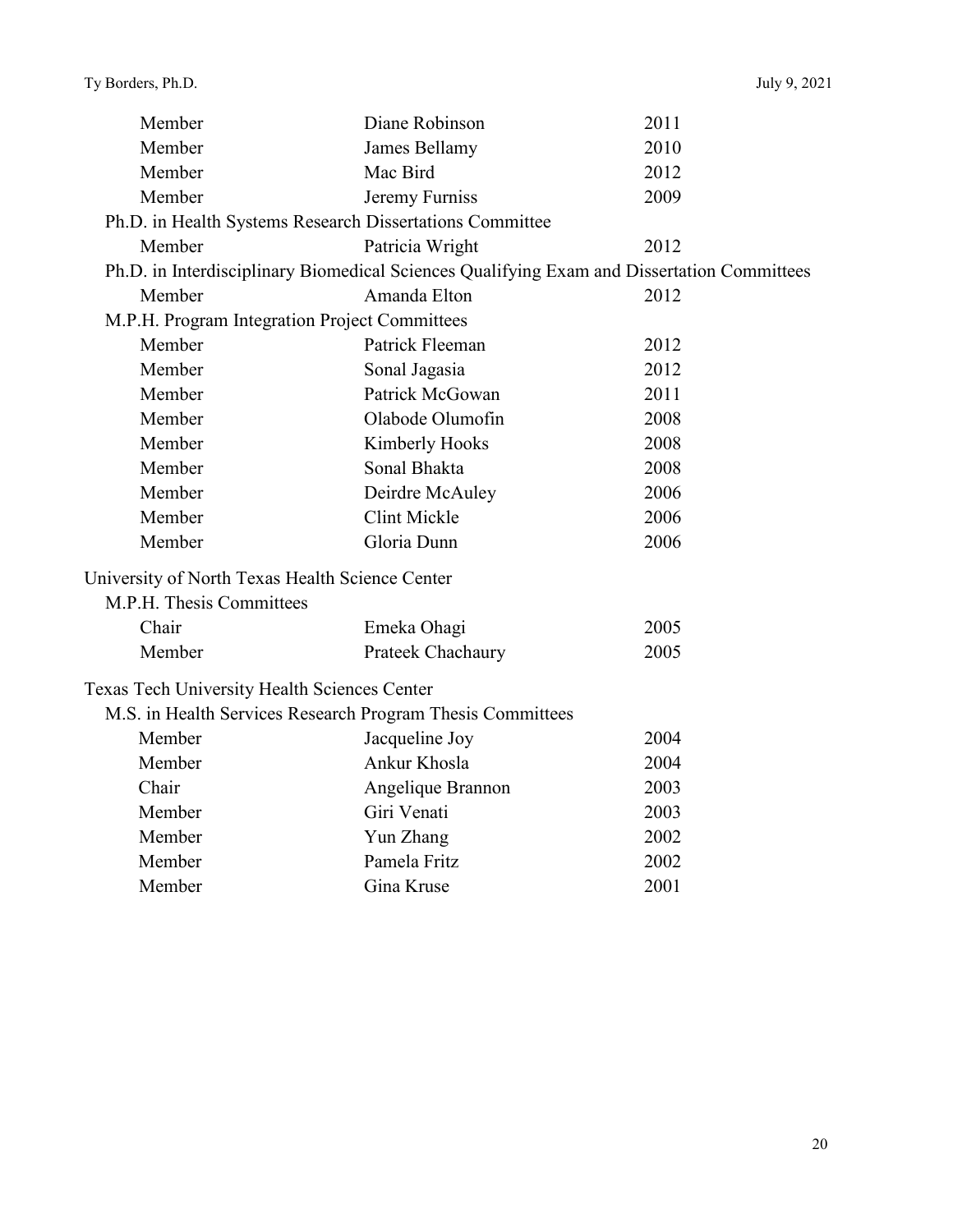| | | |
|---|---|---|
| Member | Diane Robinson | 2011 |
| Member | James Bellamy | 2010 |
| Member | Mac Bird | 2012 |
| Member | Jeremy Furniss | 2009 |

Ph.D. in Health Systems Research Dissertations Committee

| | | |
|---|---|---|
| Member | Patricia Wright | 2012 |

Ph.D. in Interdisciplinary Biomedical Sciences Qualifying Exam and Dissertation Committees

| | | |
|---|---|---|
| Member | Amanda Elton | 2012 |

M.P.H. Program Integration Project Committees

| | | |
|---|---|---|
| Member | Patrick Fleeman | 2012 |
| Member | Sonal Jagasia | 2012 |
| Member | Patrick McGowan | 2011 |
| Member | Olabode Olumofin | 2008 |
| Member | Kimberly Hooks | 2008 |
| Member | Sonal Bhakta | 2008 |
| Member | Deirdre McAuley | 2006 |
| Member | Clint Mickle | 2006 |
| Member | Gloria Dunn | 2006 |

University of North Texas Health Science Center

M.P.H. Thesis Committees

| | | |
|---|---|---|
| Chair | Emeka Ohagi | 2005 |
| Member | Prateek Chachaury | 2005 |

Texas Tech University Health Sciences Center

M.S. in Health Services Research Program Thesis Committees

| | | |
|---|---|---|
| Member | Jacqueline Joy | 2004 |
| Member | Ankur Khosla | 2004 |
| Chair | Angelique Brannon | 2003 |
| Member | Giri Venati | 2003 |
| Member | Yun Zhang | 2002 |
| Member | Pamela Fritz | 2002 |
| Member | Gina Kruse | 2001 |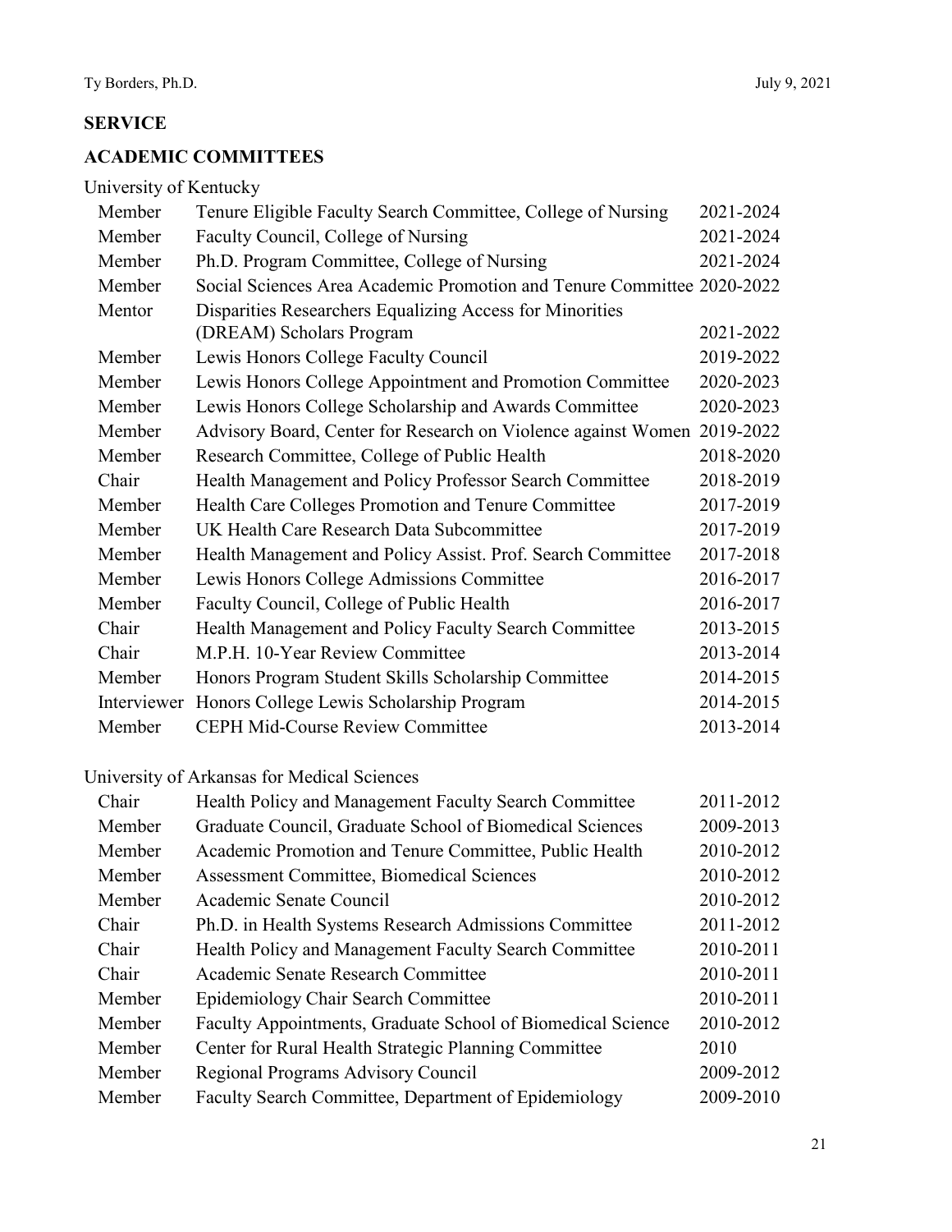## SERVICE

## ACADEMIC COMMITTEES

University of Kentucky

| Role | Committee | Years |
|---|---|---|
| Member | Tenure Eligible Faculty Search Committee, College of Nursing | 2021-2024 |
| Member | Faculty Council, College of Nursing | 2021-2024 |
| Member | Ph.D. Program Committee, College of Nursing | 2021-2024 |
| Member | Social Sciences Area Academic Promotion and Tenure Committee | 2020-2022 |
| Mentor | Disparities Researchers Equalizing Access for Minorities (DREAM) Scholars Program | 2021-2022 |
| Member | Lewis Honors College Faculty Council | 2019-2022 |
| Member | Lewis Honors College Appointment and Promotion Committee | 2020-2023 |
| Member | Lewis Honors College Scholarship and Awards Committee | 2020-2023 |
| Member | Advisory Board, Center for Research on Violence against Women | 2019-2022 |
| Member | Research Committee, College of Public Health | 2018-2020 |
| Chair | Health Management and Policy Professor Search Committee | 2018-2019 |
| Member | Health Care Colleges Promotion and Tenure Committee | 2017-2019 |
| Member | UK Health Care Research Data Subcommittee | 2017-2019 |
| Member | Health Management and Policy Assist. Prof. Search Committee | 2017-2018 |
| Member | Lewis Honors College Admissions Committee | 2016-2017 |
| Member | Faculty Council, College of Public Health | 2016-2017 |
| Chair | Health Management and Policy Faculty Search Committee | 2013-2015 |
| Chair | M.P.H. 10-Year Review Committee | 2013-2014 |
| Member | Honors Program Student Skills Scholarship Committee | 2014-2015 |
| Interviewer | Honors College Lewis Scholarship Program | 2014-2015 |
| Member | CEPH Mid-Course Review Committee | 2013-2014 |

University of Arkansas for Medical Sciences

| Role | Committee | Years |
|---|---|---|
| Chair | Health Policy and Management Faculty Search Committee | 2011-2012 |
| Member | Graduate Council, Graduate School of Biomedical Sciences | 2009-2013 |
| Member | Academic Promotion and Tenure Committee, Public Health | 2010-2012 |
| Member | Assessment Committee, Biomedical Sciences | 2010-2012 |
| Member | Academic Senate Council | 2010-2012 |
| Chair | Ph.D. in Health Systems Research Admissions Committee | 2011-2012 |
| Chair | Health Policy and Management Faculty Search Committee | 2010-2011 |
| Chair | Academic Senate Research Committee | 2010-2011 |
| Member | Epidemiology Chair Search Committee | 2010-2011 |
| Member | Faculty Appointments, Graduate School of Biomedical Science | 2010-2012 |
| Member | Center for Rural Health Strategic Planning Committee | 2010 |
| Member | Regional Programs Advisory Council | 2009-2012 |
| Member | Faculty Search Committee, Department of Epidemiology | 2009-2010 |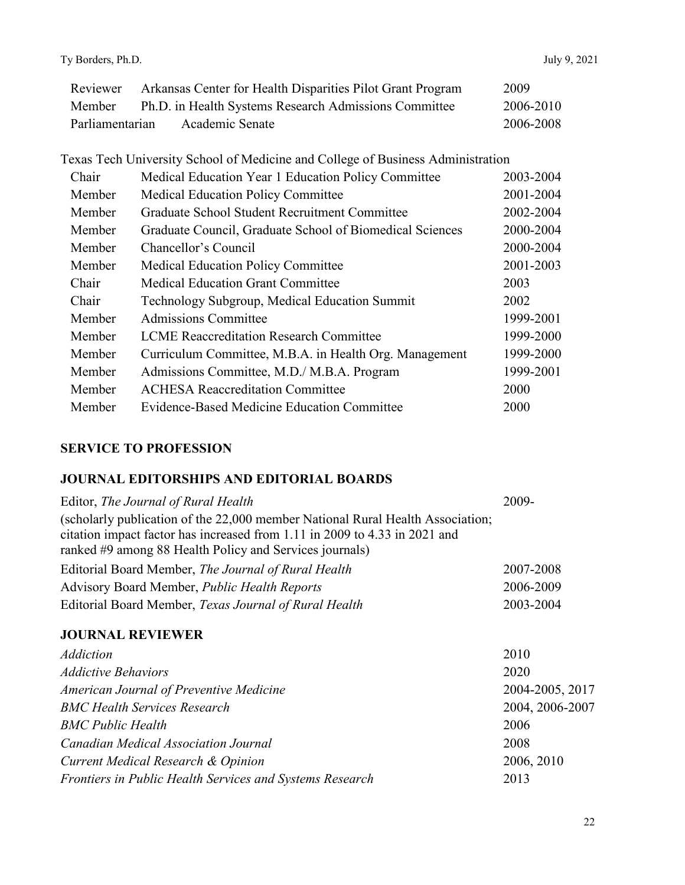| | | |
|---|---|---|
| Reviewer | Arkansas Center for Health Disparities Pilot Grant Program | 2009 |
| Member | Ph.D. in Health Systems Research Admissions Committee | 2006-2010 |
| Parliamentarian | Academic Senate | 2006-2008 |

Texas Tech University School of Medicine and College of Business Administration

| | | |
|---|---|---|
| Chair | Medical Education Year 1 Education Policy Committee | 2003-2004 |
| Member | Medical Education Policy Committee | 2001-2004 |
| Member | Graduate School Student Recruitment Committee | 2002-2004 |
| Member | Graduate Council, Graduate School of Biomedical Sciences | 2000-2004 |
| Member | Chancellor's Council | 2000-2004 |
| Member | Medical Education Policy Committee | 2001-2003 |
| Chair | Medical Education Grant Committee | 2003 |
| Chair | Technology Subgroup, Medical Education Summit | 2002 |
| Member | Admissions Committee | 1999-2001 |
| Member | LCME Reaccreditation Research Committee | 1999-2000 |
| Member | Curriculum Committee, M.B.A. in Health Org. Management | 1999-2000 |
| Member | Admissions Committee, M.D./ M.B.A. Program | 1999-2001 |
| Member | ACHESA Reaccreditation Committee | 2000 |
| Member | Evidence-Based Medicine Education Committee | 2000 |

## SERVICE TO PROFESSION

## JOURNAL EDITORSHIPS AND EDITORIAL BOARDS

| | |
|---|---|
| Editor, *The Journal of Rural Health*<br>(scholarly publication of the 22,000 member National Rural Health Association; citation impact factor has increased from 1.11 in 2009 to 4.33 in 2021 and ranked #9 among 88 Health Policy and Services journals) | 2009- |
| Editorial Board Member, *The Journal of Rural Health* | 2007-2008 |
| Advisory Board Member, *Public Health Reports* | 2006-2009 |
| Editorial Board Member, *Texas Journal of Rural Health* | 2003-2004 |

## JOURNAL REVIEWER

| | |
|---|---|
| *Addiction* | 2010 |
| *Addictive Behaviors* | 2020 |
| *American Journal of Preventive Medicine* | 2004-2005, 2017 |
| *BMC Health Services Research* | 2004, 2006-2007 |
| *BMC Public Health* | 2006 |
| *Canadian Medical Association Journal* | 2008 |
| *Current Medical Research & Opinion* | 2006, 2010 |
| *Frontiers in Public Health Services and Systems Research* | 2013 |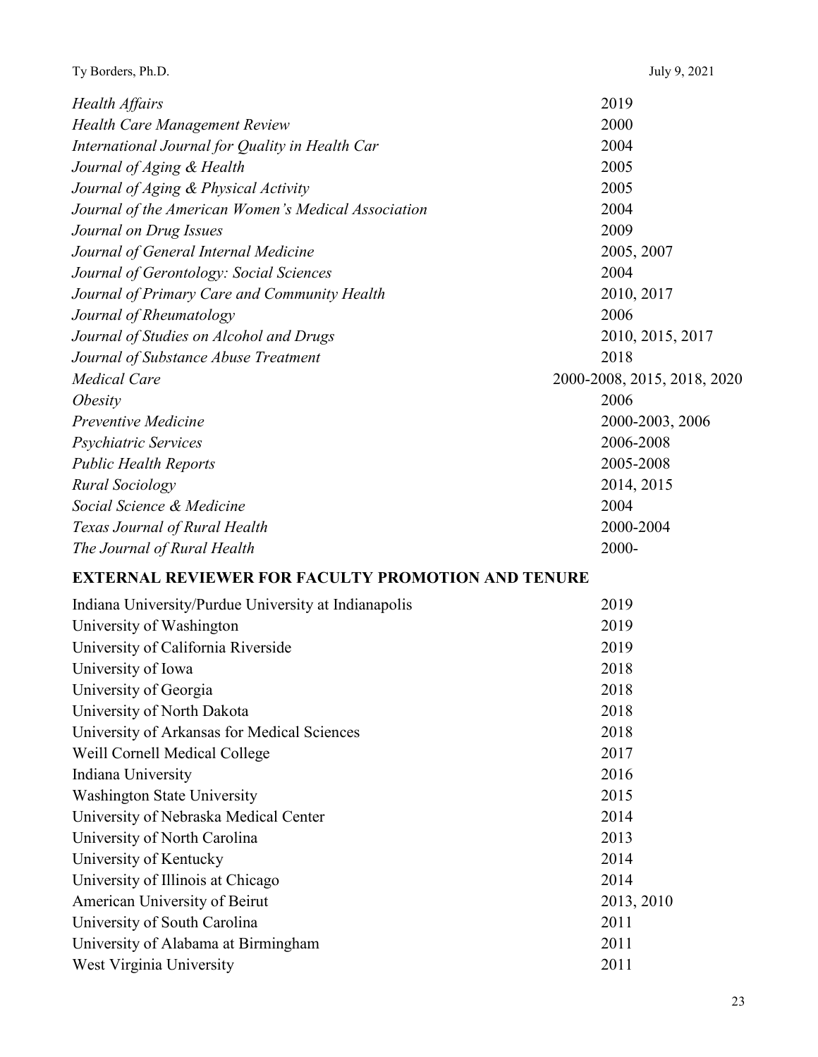| | |
|---|---|
| *Health Affairs* | 2019 |
| *Health Care Management Review* | 2000 |
| *International Journal for Quality in Health Car* | 2004 |
| *Journal of Aging & Health* | 2005 |
| *Journal of Aging & Physical Activity* | 2005 |
| *Journal of the American Women's Medical Association* | 2004 |
| *Journal on Drug Issues* | 2009 |
| *Journal of General Internal Medicine* | 2005, 2007 |
| *Journal of Gerontology: Social Sciences* | 2004 |
| *Journal of Primary Care and Community Health* | 2010, 2017 |
| *Journal of Rheumatology* | 2006 |
| *Journal of Studies on Alcohol and Drugs* | 2010, 2015, 2017 |
| *Journal of Substance Abuse Treatment* | 2018 |
| *Medical Care* | 2000-2008, 2015, 2018, 2020 |
| *Obesity* | 2006 |
| *Preventive Medicine* | 2000-2003, 2006 |
| *Psychiatric Services* | 2006-2008 |
| *Public Health Reports* | 2005-2008 |
| *Rural Sociology* | 2014, 2015 |
| *Social Science & Medicine* | 2004 |
| *Texas Journal of Rural Health* | 2000-2004 |
| *The Journal of Rural Health* | 2000- |

## EXTERNAL REVIEWER FOR FACULTY PROMOTION AND TENURE

| | |
|---|---|
| Indiana University/Purdue University at Indianapolis | 2019 |
| University of Washington | 2019 |
| University of California Riverside | 2019 |
| University of Iowa | 2018 |
| University of Georgia | 2018 |
| University of North Dakota | 2018 |
| University of Arkansas for Medical Sciences | 2018 |
| Weill Cornell Medical College | 2017 |
| Indiana University | 2016 |
| Washington State University | 2015 |
| University of Nebraska Medical Center | 2014 |
| University of North Carolina | 2013 |
| University of Kentucky | 2014 |
| University of Illinois at Chicago | 2014 |
| American University of Beirut | 2013, 2010 |
| University of South Carolina | 2011 |
| University of Alabama at Birmingham | 2011 |
| West Virginia University | 2011 |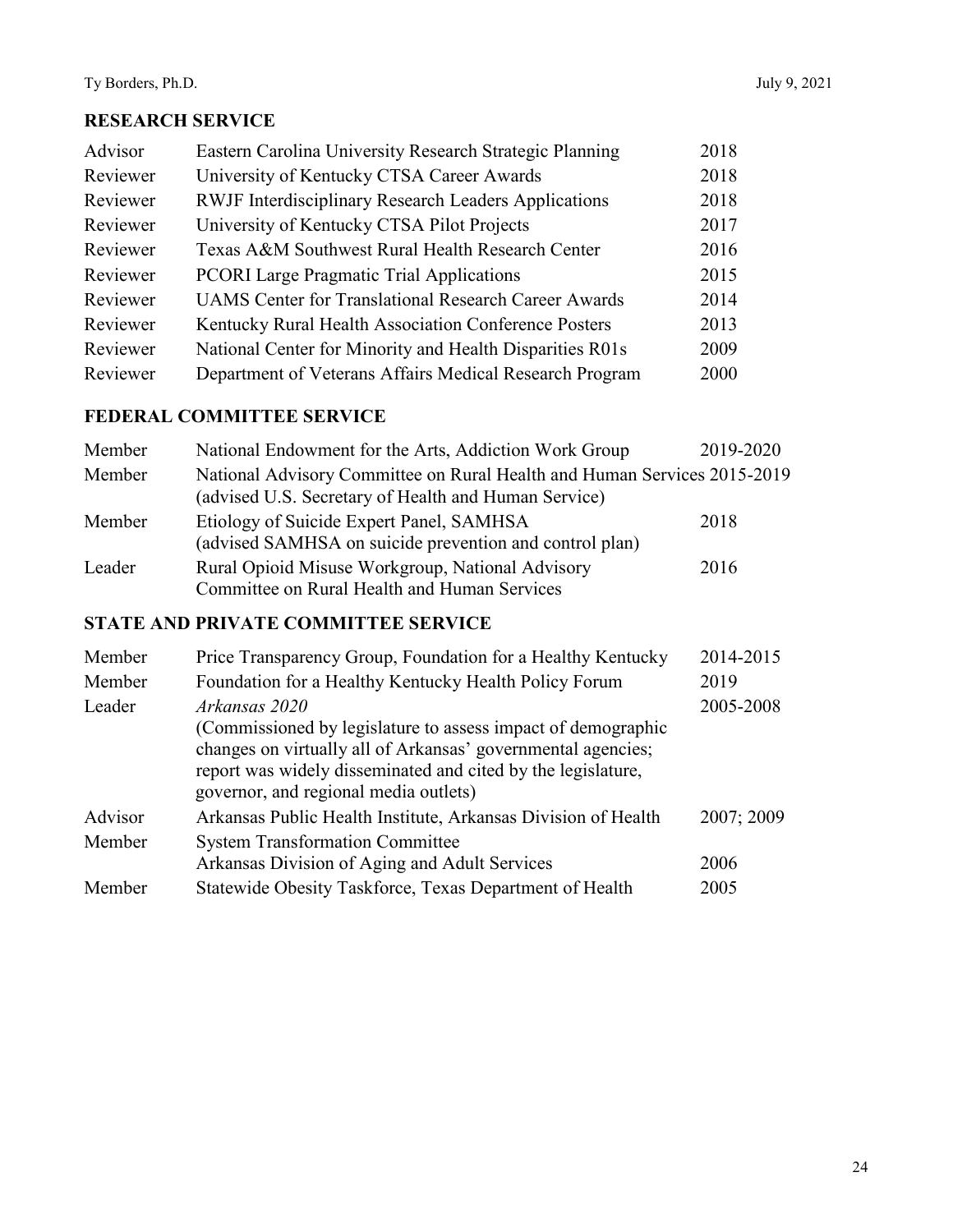## RESEARCH SERVICE

| | | |
|---|---|---|
| Advisor | Eastern Carolina University Research Strategic Planning | 2018 |
| Reviewer | University of Kentucky CTSA Career Awards | 2018 |
| Reviewer | RWJF Interdisciplinary Research Leaders Applications | 2018 |
| Reviewer | University of Kentucky CTSA Pilot Projects | 2017 |
| Reviewer | Texas A&M Southwest Rural Health Research Center | 2016 |
| Reviewer | PCORI Large Pragmatic Trial Applications | 2015 |
| Reviewer | UAMS Center for Translational Research Career Awards | 2014 |
| Reviewer | Kentucky Rural Health Association Conference Posters | 2013 |
| Reviewer | National Center for Minority and Health Disparities R01s | 2009 |
| Reviewer | Department of Veterans Affairs Medical Research Program | 2000 |

## FEDERAL COMMITTEE SERVICE

| | | |
|---|---|---|
| Member | National Endowment for the Arts, Addiction Work Group | 2019-2020 |
| Member | National Advisory Committee on Rural Health and Human Services (advised U.S. Secretary of Health and Human Service) | 2015-2019 |
| Member | Etiology of Suicide Expert Panel, SAMHSA (advised SAMHSA on suicide prevention and control plan) | 2018 |
| Leader | Rural Opioid Misuse Workgroup, National Advisory Committee on Rural Health and Human Services | 2016 |

## STATE AND PRIVATE COMMITTEE SERVICE

| | | |
|---|---|---|
| Member | Price Transparency Group, Foundation for a Healthy Kentucky | 2014-2015 |
| Member | Foundation for a Healthy Kentucky Health Policy Forum | 2019 |
| Leader | *Arkansas 2020* (Commissioned by legislature to assess impact of demographic changes on virtually all of Arkansas' governmental agencies; report was widely disseminated and cited by the legislature, governor, and regional media outlets) | 2005-2008 |
| Advisor | Arkansas Public Health Institute, Arkansas Division of Health | 2007; 2009 |
| Member | System Transformation Committee Arkansas Division of Aging and Adult Services | 2006 |
| Member | Statewide Obesity Taskforce, Texas Department of Health | 2005 |